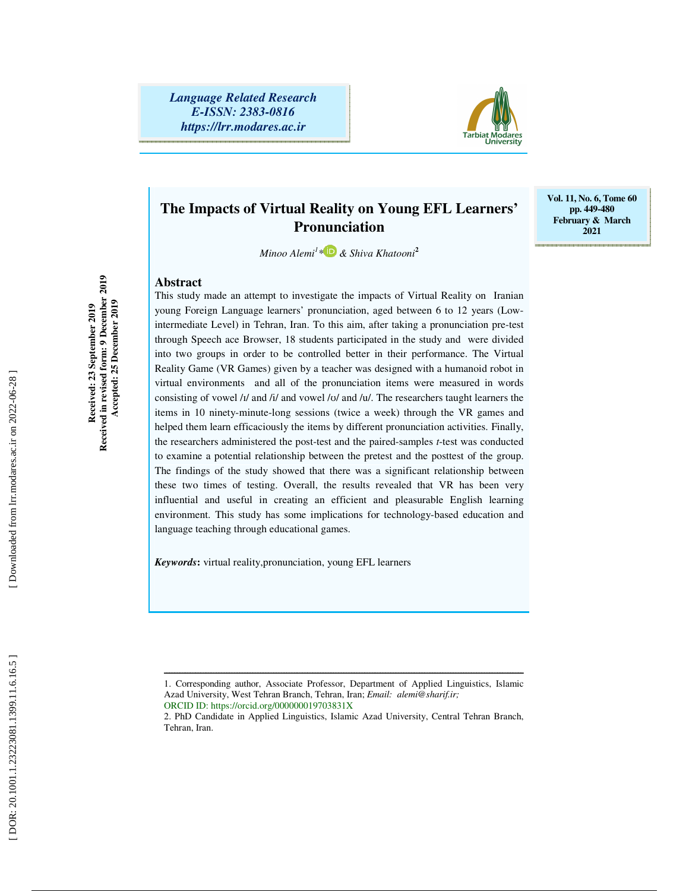# The Impacts of Virtual Reality on Young EFL Learners' Pronunciation

*Minoo Alemi*[1]* *& Shiva Khatooni*[2]

Received: 23 September 2019
Received in revised form: 9 December 2019
Accepted: 25 December 2019

## Abstract

This study made an attempt to investigate the impacts of Virtual Reality on Iranian young Foreign Language learners' pronunciation, aged between 6 to 12 years (Low-intermediate Level) in Tehran, Iran. To this aim, after taking a pronunciation pre-test through Speech ace Browser, 18 students participated in the study and were divided into two groups in order to be controlled better in their performance. The Virtual Reality Game (VR Games) given by a teacher was designed with a humanoid robot in virtual environments and all of the pronunciation items were measured in words consisting of vowel /ɪ/ and /i/ and vowel /ʊ/ and /u/. The researchers taught learners the items in 10 ninety-minute-long sessions (twice a week) through the VR games and helped them learn efficaciously the items by different pronunciation activities. Finally, the researchers administered the post-test and the paired-samples *t*-test was conducted to examine a potential relationship between the pretest and the posttest of the group. The findings of the study showed that there was a significant relationship between these two times of testing. Overall, the results revealed that VR has been very influential and useful in creating an efficient and pleasurable English learning environment. This study has some implications for technology-based education and language teaching through educational games.

***Keywords*****:** virtual reality,pronunciation, young EFL learners

---

1. Corresponding author, Associate Professor, Department of Applied Linguistics, Islamic Azad University, West Tehran Branch, Tehran, Iran; *Email: alemi@sharif.ir;*
ORCID ID: https://orcid.org/000000019703831X
2. PhD Candidate in Applied Linguistics, Islamic Azad University, Central Tehran Branch, Tehran, Iran.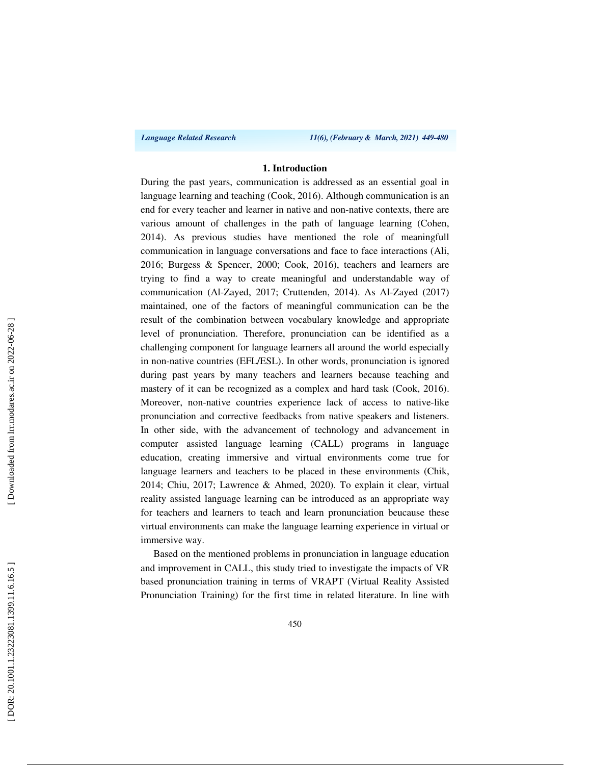## 1. Introduction

During the past years, communication is addressed as an essential goal in language learning and teaching (Cook, 2016). Although communication is an end for every teacher and learner in native and non-native contexts, there are various amount of challenges in the path of language learning (Cohen, 2014). As previous studies have mentioned the role of meaningfull communication in language conversations and face to face interactions (Ali, 2016; Burgess & Spencer, 2000; Cook, 2016), teachers and learners are trying to find a way to create meaningful and understandable way of communication (Al-Zayed, 2017; Cruttenden, 2014). As Al-Zayed (2017) maintained, one of the factors of meaningful communication can be the result of the combination between vocabulary knowledge and appropriate level of pronunciation. Therefore, pronunciation can be identified as a challenging component for language learners all around the world especially in non-native countries (EFL/ESL). In other words, pronunciation is ignored during past years by many teachers and learners because teaching and mastery of it can be recognized as a complex and hard task (Cook, 2016). Moreover, non-native countries experience lack of access to native-like pronunciation and corrective feedbacks from native speakers and listeners. In other side, with the advancement of technology and advancement in computer assisted language learning (CALL) programs in language education, creating immersive and virtual environments come true for language learners and teachers to be placed in these environments (Chik, 2014; Chiu, 2017; Lawrence & Ahmed, 2020). To explain it clear, virtual reality assisted language learning can be introduced as an appropriate way for teachers and learners to teach and learn pronunciation beucause these virtual environments can make the language learning experience in virtual or immersive way.

Based on the mentioned problems in pronunciation in language education and improvement in CALL, this study tried to investigate the impacts of VR based pronunciation training in terms of VRAPT (Virtual Reality Assisted Pronunciation Training) for the first time in related literature. In line with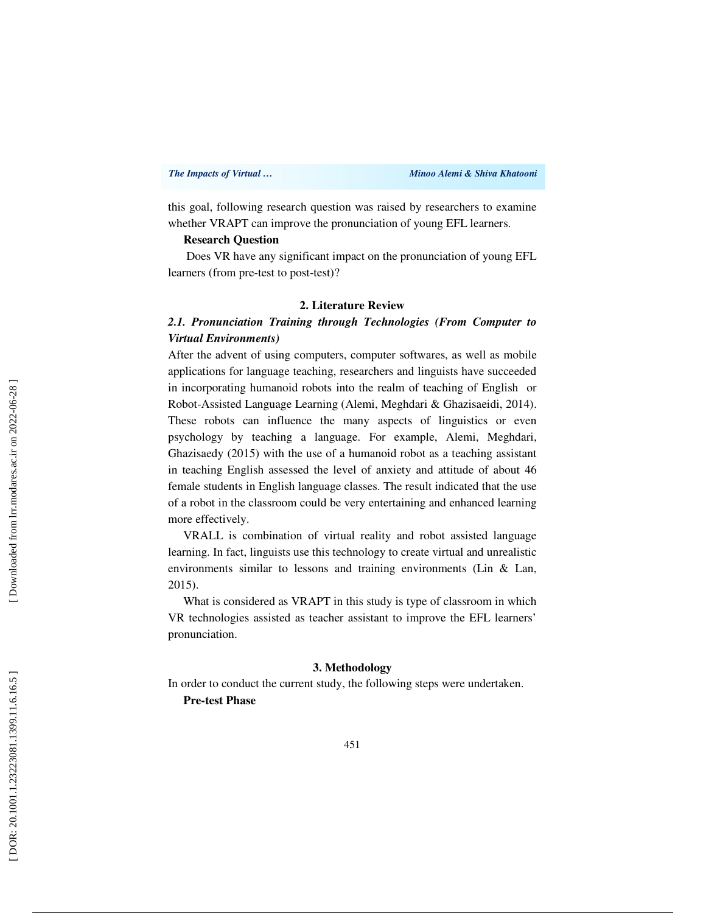this goal, following research question was raised by researchers to examine whether VRAPT can improve the pronunciation of young EFL learners.

**Research Question**

Does VR have any significant impact on the pronunciation of young EFL learners (from pre-test to post-test)?

## 2. Literature Review

### *2.1. Pronunciation Training through Technologies (From Computer to Virtual Environments)*

After the advent of using computers, computer softwares, as well as mobile applications for language teaching, researchers and linguists have succeeded in incorporating humanoid robots into the realm of teaching of English or Robot-Assisted Language Learning (Alemi, Meghdari & Ghazisaeidi, 2014). These robots can influence the many aspects of linguistics or even psychology by teaching a language. For example, Alemi, Meghdari, Ghazisaedy (2015) with the use of a humanoid robot as a teaching assistant in teaching English assessed the level of anxiety and attitude of about 46 female students in English language classes. The result indicated that the use of a robot in the classroom could be very entertaining and enhanced learning more effectively.

VRALL is combination of virtual reality and robot assisted language learning. In fact, linguists use this technology to create virtual and unrealistic environments similar to lessons and training environments (Lin & Lan, 2015).

What is considered as VRAPT in this study is type of classroom in which VR technologies assisted as teacher assistant to improve the EFL learners' pronunciation.

## 3. Methodology

In order to conduct the current study, the following steps were undertaken.

**Pre-test Phase**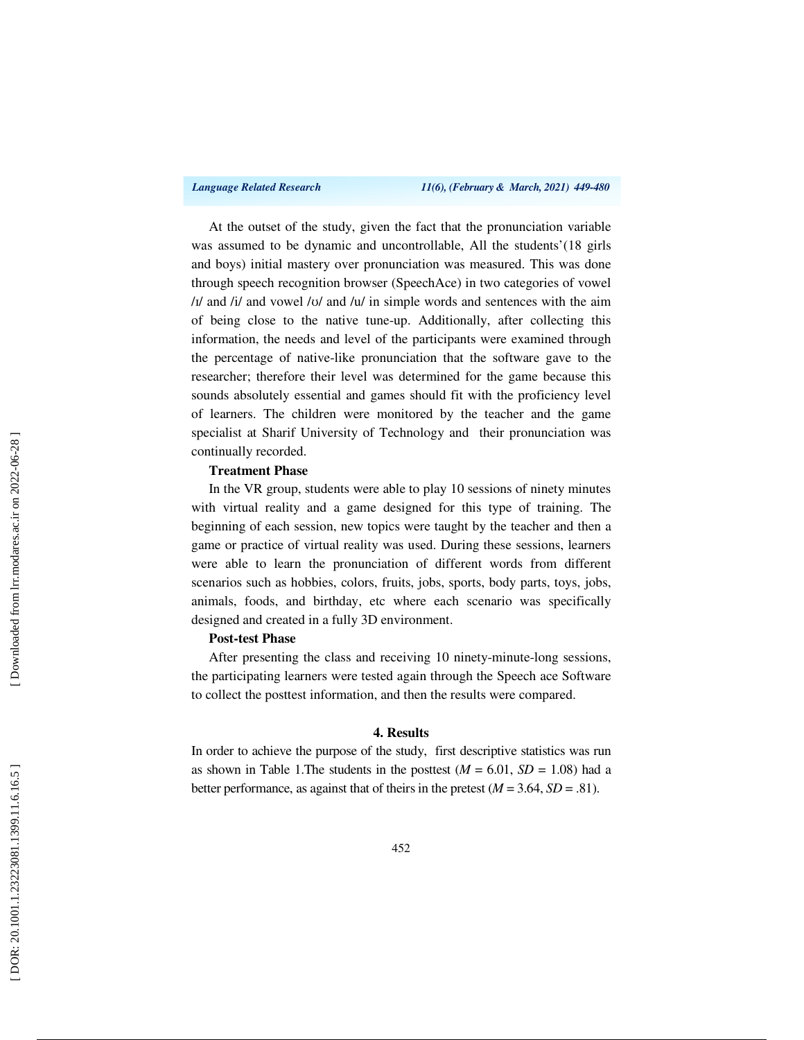At the outset of the study, given the fact that the pronunciation variable was assumed to be dynamic and uncontrollable, All the students'(18 girls and boys) initial mastery over pronunciation was measured. This was done through speech recognition browser (SpeechAce) in two categories of vowel /ɪ/ and /i/ and vowel /ʊ/ and /u/ in simple words and sentences with the aim of being close to the native tune-up. Additionally, after collecting this information, the needs and level of the participants were examined through the percentage of native-like pronunciation that the software gave to the researcher; therefore their level was determined for the game because this sounds absolutely essential and games should fit with the proficiency level of learners. The children were monitored by the teacher and the game specialist at Sharif University of Technology and their pronunciation was continually recorded.

**Treatment Phase**

In the VR group, students were able to play 10 sessions of ninety minutes with virtual reality and a game designed for this type of training. The beginning of each session, new topics were taught by the teacher and then a game or practice of virtual reality was used. During these sessions, learners were able to learn the pronunciation of different words from different scenarios such as hobbies, colors, fruits, jobs, sports, body parts, toys, jobs, animals, foods, and birthday, etc where each scenario was specifically designed and created in a fully 3D environment.

**Post-test Phase**

After presenting the class and receiving 10 ninety-minute-long sessions, the participating learners were tested again through the Speech ace Software to collect the posttest information, and then the results were compared.

## 4. Results

In order to achieve the purpose of the study, first descriptive statistics was run as shown in Table 1.The students in the posttest ($M$ = 6.01, $SD$ = 1.08) had a better performance, as against that of theirs in the pretest ($M$ = 3.64, $SD$ = .81).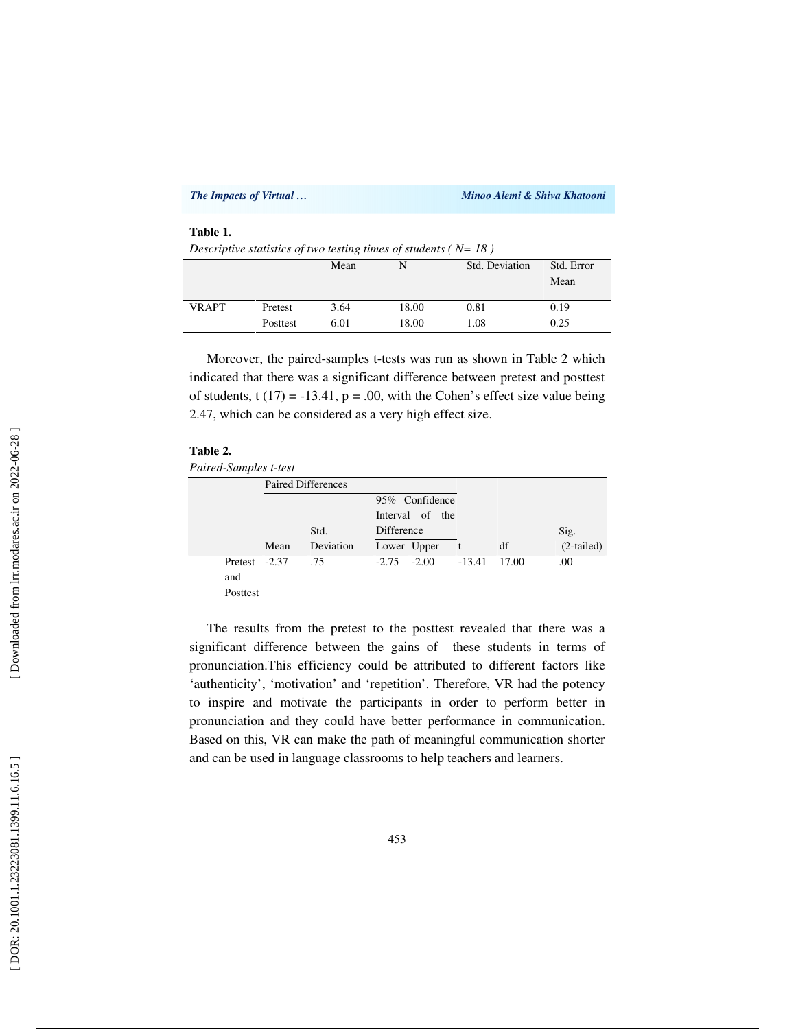**Table 1.**

*Descriptive statistics of two testing times of students ( N= 18 )*

| | | Mean | N | Std. Deviation | Std. Error Mean |
|---|---|---|---|---|---|
| VRAPT | Pretest | 3.64 | 18.00 | 0.81 | 0.19 |
| | Posttest | 6.01 | 18.00 | 1.08 | 0.25 |

Moreover, the paired-samples t-tests was run as shown in Table 2 which indicated that there was a significant difference between pretest and posttest of students, t (17) = -13.41, p = .00, with the Cohen's effect size value being 2.47, which can be considered as a very high effect size.

**Table 2.**

*Paired-Samples t-test*

| | Paired Differences | | | | | | |
|---|---|---|---|---|---|---|---|
| | | | 95% Confidence Interval of the Difference | | | | |
| | Mean | Std. Deviation | Lower | Upper | t | df | Sig. (2-tailed) |
| Pretest and Posttest | -2.37 | .75 | -2.75 | -2.00 | -13.41 | 17.00 | .00 |

The results from the pretest to the posttest revealed that there was a significant difference between the gains of these students in terms of pronunciation.This efficiency could be attributed to different factors like 'authenticity', 'motivation' and 'repetition'. Therefore, VR had the potency to inspire and motivate the participants in order to perform better in pronunciation and they could have better performance in communication. Based on this, VR can make the path of meaningful communication shorter and can be used in language classrooms to help teachers and learners.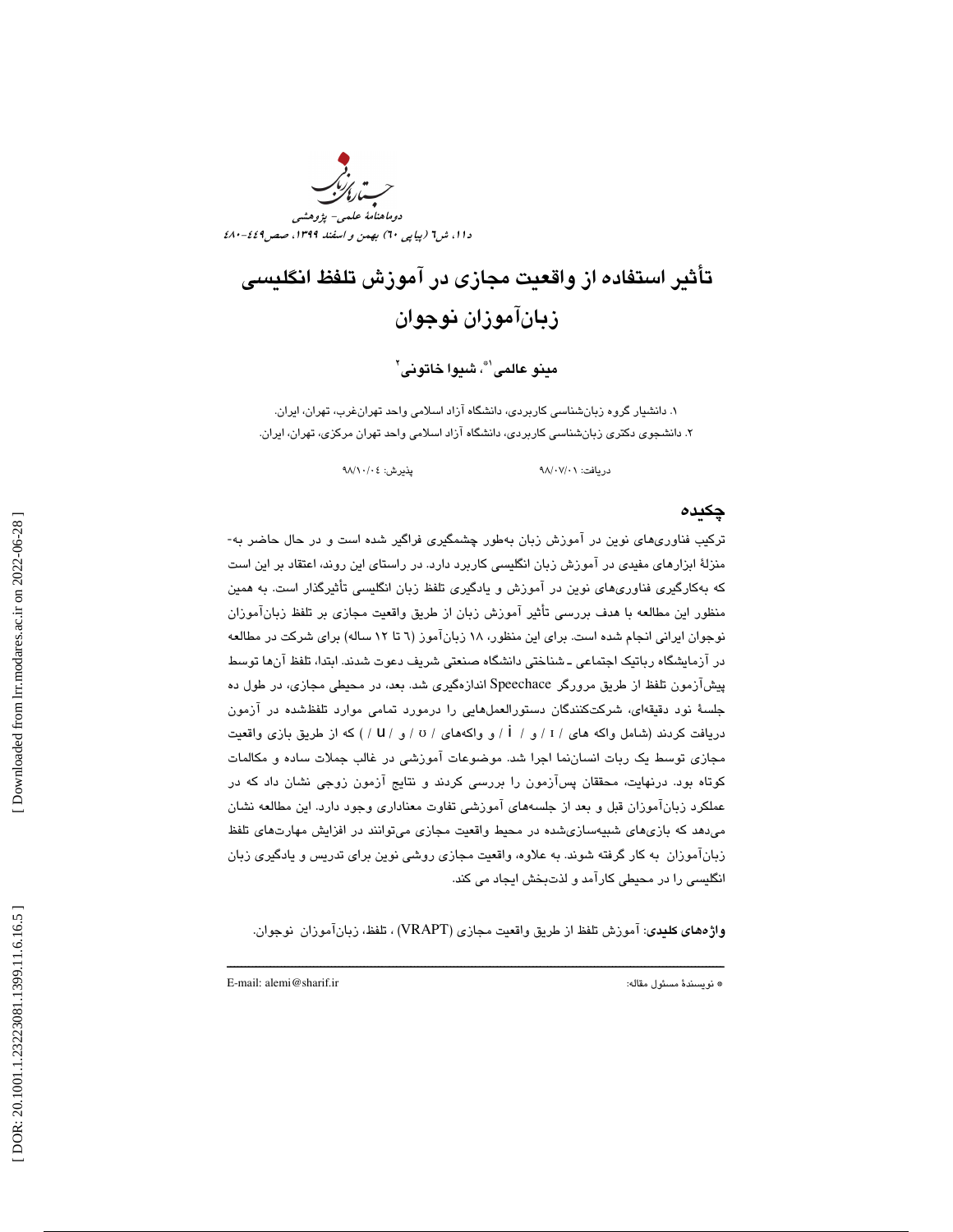# تأثیر استفاده از واقعیت مجازی در آموزش تلفظ انگلیسی زبان‌آموزان نوجوان

**مینو عالمی[1*]، شیوا خاتونی[2]**

۱. دانشیار گروه زبان‌شناسی کاربردی، دانشگاه آزاد اسلامی واحد تهران‌غرب، تهران، ایران.
۲. دانشجوی دکتری زبان‌شناسی کاربردی، دانشگاه آزاد اسلامی واحد تهران مرکزی، تهران، ایران.

دریافت: ۹۸/۰۷/۰۱ پذیرش: ۹۸/۱۰/۰۴

## چکیده

ترکیب فناوری‌های نوین در آموزش زبان به‌طور چشمگیری فراگیر شده است و در حال حاضر به‌منزلهٔ ابزارهای مفیدی در آموزش زبان انگلیسی کاربرد دارد. در راستای این روند، اعتقاد بر این است که به‌کارگیری فناوری‌های نوین در آموزش و یادگیری تلفظ زبان انگلیسی تأثیرگذار است. به همین منظور این مطالعه با هدف بررسی تأثیر آموزش زبان از طریق واقعیت مجازی بر تلفظ زبان‌آموزان نوجوان ایرانی انجام شده است. برای این منظور، ۱۸ زبان‌آموز (۶ تا ۱۲ ساله) برای شرکت در مطالعه در آزمایشگاه رباتیک اجتماعی ـ شناختی دانشگاه صنعتی شریف دعوت شدند. ابتدا، تلفظ آن‌ها توسط پیش‌آزمون تلفظ از طریق مرورگر Speechace اندازه‌گیری شد. بعد، در محیطی مجازی، در طول ده جلسهٔ نود دقیقه‌ای، شرکت‌کنندگان دستورالعمل‌هایی را درمورد تمامی موارد تلفظ‌شده در آزمون دریافت کردند (شامل واکه های / ɪ / و / i / و واکه‌های / ʊ / و / u / ) که از طریق بازی واقعیت مجازی توسط یک ربات انسان‌نما اجرا شد. موضوعات آموزشی در غالب جملات ساده و مکالمات کوتاه بود. درنهایت، محققان پس‌آزمون را بررسی کردند و نتایج آزمون زوجی نشان داد که در عملکرد زبان‌آموزان قبل و بعد از جلسه‌های آموزشی تفاوت معناداری وجود دارد. این مطالعه نشان می‌دهد که بازی‌های شبیه‌سازی‌شده در محیط واقعیت مجازی می‌توانند در افزایش مهارت‌های تلفظ زبان‌آموزان به کار گرفته شوند. به علاوه، واقعیت مجازی روشی نوین برای تدریس و یادگیری زبان انگلیسی را در محیطی کارآمد و لذت‌بخش ایجاد می کند.

**واژه‌های کلیدی**: آموزش تلفظ از طریق واقعیت مجازی (VRAPT) ، تلفظ، زبان‌آموزان نوجوان.

---

* نویسندهٔ مسئول مقاله: E-mail: alemi@sharif.ir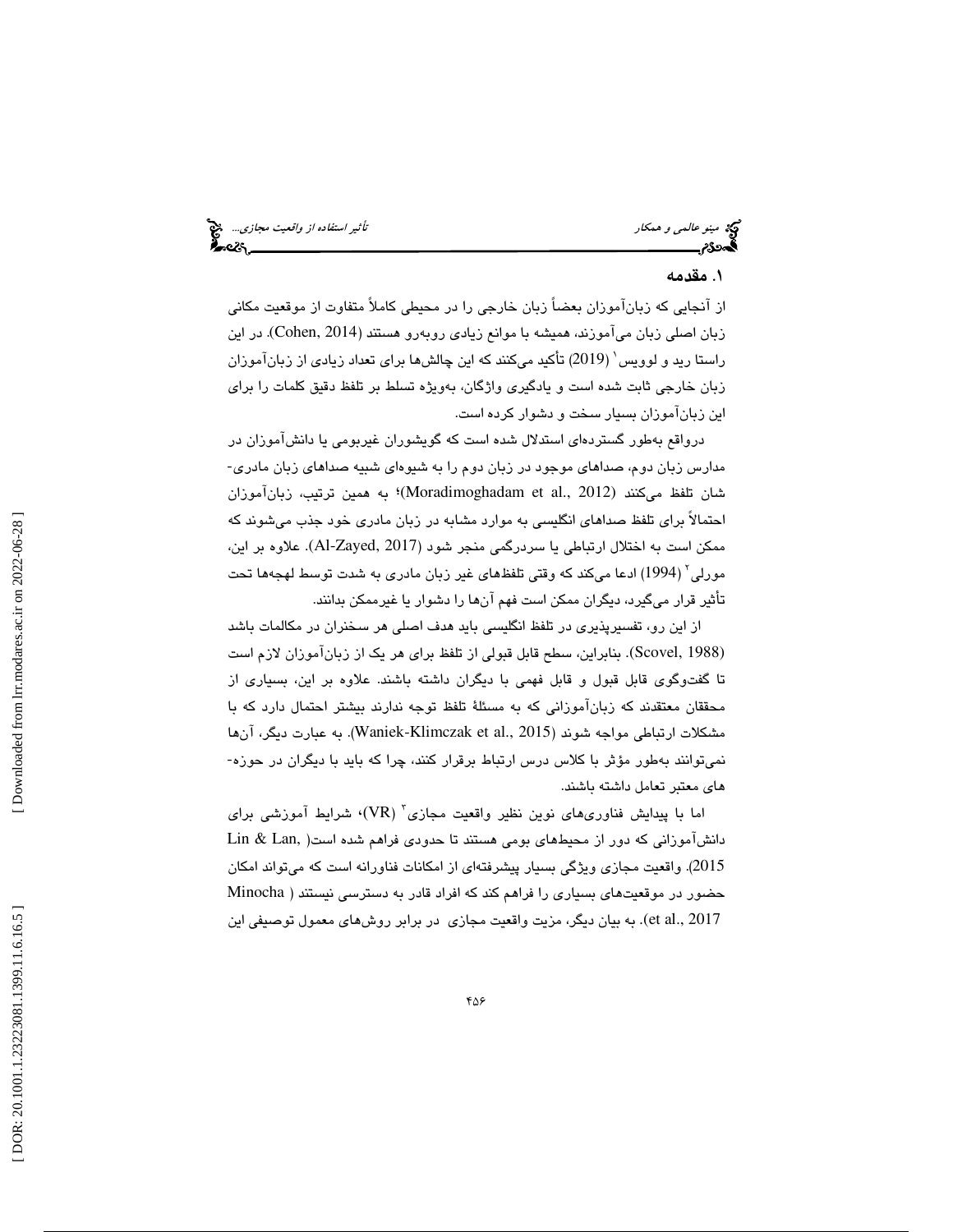## ۱. مقدمه

از آنجایی که زبان‌آموزان بعضاً زبان خارجی را در محیطی کاملاً متفاوت از موقعیت مکانی زبان اصلی زبان می‌آموزند، همیشه با موانع زیادی روبه‌رو هستند (Cohen, 2014). در این راستا رید و لوویس[1] (2019) تأکید می‌کنند که این چالش‌ها برای تعداد زیادی از زبان‌آموزان زبان خارجی ثابت شده است و یادگیری واژگان، به‌ویژه تسلط بر تلفظ دقیق کلمات را برای این زبان‌آموزان بسیار سخت و دشوار کرده است.

درواقع به‌طور گسترده‌ای استدلال شده است که گویشوران غیربومی یا دانش‌آموزان در مدارس زبان دوم، صداهای موجود در زبان دوم را به شیوه‌ای شبیه صداهای زبان مادری‌شان تلفظ می‌کنند (Moradimoghadam et al., 2012)؛ به همین ترتیب، زبان‌آموزان احتمالاً برای تلفظ صداهای انگلیسی به موارد مشابه در زبان مادری خود جذب می‌شوند که ممکن است به اختلال ارتباطی یا سردرگمی منجر شود (Al-Zayed, 2017). علاوه بر این، مورلی[2] (1994) ادعا می‌کند که وقتی تلفظ‌های غیر زبان مادری به شدت توسط لهجه‌ها تحت تأثیر قرار می‌گیرد، دیگران ممکن است فهم آن‌ها را دشوار یا غیرممکن بدانند.

از این رو، تفسیرپذیری در تلفظ انگلیسی باید هدف اصلی هر سخنران در مکالمات باشد (Scovel, 1988). بنابراین، سطح قابل قبولی از تلفظ برای هر یک از زبان‌آموزان لازم است تا گفت‌وگوی قابل قبول و قابل فهمی با دیگران داشته باشند. علاوه بر این، بسیاری از محققان معتقدند که زبان‌آموزانی که به مسئلهٔ تلفظ توجه ندارند بیشتر احتمال دارد که با مشکلات ارتباطی مواجه شوند (Waniek-Klimczak et al., 2015). به عبارت دیگر، آن‌ها نمی‌توانند به‌طور مؤثر با کلاس درس ارتباط برقرار کنند، چرا که باید با دیگران در حوزه‌های معتبر تعامل داشته باشند.

اما با پیدایش فناوری‌های نوین نظیر واقعیت مجازی[3] (VR)، شرایط آموزشی برای دانش‌آموزانی که دور از محیط‌های بومی هستند تا حدودی فراهم شده است( Lin & Lan, 2015). واقعیت مجازی ویژگی بسیار پیشرفته‌ای از امکانات فناورانه است که می‌تواند امکان حضور در موقعیت‌های بسیاری را فراهم کند که افراد قادر به دسترسی نیستند ( Minocha et al., 2017). به بیان دیگر، مزیت واقعیت مجازی در برابر روش‌های معمول توصیفی این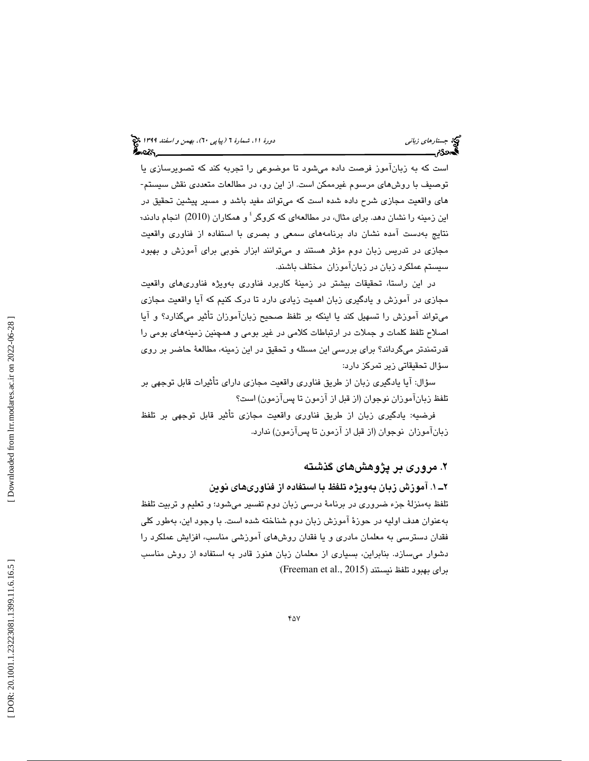است که به زبان‌آموز فرصت داده می‌شود تا موضوعی را تجربه کند که تصویرسازی یا توصیف با روش‌های مرسوم غیرممکن است. از این رو، در مطالعات متعددی نقش سیستم‌های واقعیت مجازی شرح داده شده است که می‌تواند مفید باشد و مسیر پیشین تحقیق در این زمینه را نشان دهد. برای مثال، در مطالعه‌ای که کروگر[4] و همکاران (2010) انجام دادند، نتایج به‌دست آمده نشان داد برنامه‌های سمعی و بصری با استفاده از فناوری واقعیت مجازی در تدریس زبان دوم مؤثر هستند و می‌توانند ابزار خوبی برای آموزش و بهبود سیستم عملکرد زبان در زبان‌آموزان مختلف باشند.

در این راستا، تحقیقات بیشتر در زمینهٔ کاربرد فناوری به‌ویژه فناوری‌های واقعیت مجازی در آموزش و یادگیری زبان اهمیت زیادی دارد تا درک کنیم که آیا واقعیت مجازی می‌تواند آموزش را تسهیل کند یا اینکه بر تلفظ صحیح زبان‌آموزان تأثیر می‌گذارد؟ و آیا اصلاح تلفظ کلمات و جملات در ارتباطات کلامی در غیر بومی و همچنین زمینه‌های بومی را قدرتمندتر می‌گرداند؟ برای بررسی این مسئله و تحقیق در این زمینه، مطالعهٔ حاضر بر روی سؤال تحقیقاتی زیر تمرکز دارد:

سؤال: آیا یادگیری زبان از طریق فناوری واقعیت مجازی دارای تأثیرات قابل توجهی بر تلفظ زبان‌آموزان نوجوان (از قبل از آزمون تا پس‌آزمون) است؟

فرضیه: یادگیری زبان از طریق فناوری واقعیت مجازی تأثیر قابل توجهی بر تلفظ زبان‌آموزان نوجوان (از قبل از آزمون تا پس‌آزمون) ندارد.

## ۲. مروری بر پژوهش‌های گذشته

### ۲ـ ۱. آموزش زبان به‌ویژه تلفظ با استفاده از فناوری‌های نوین

تلفظ به‌منزلهٔ جزء ضروری در برنامهٔ درسی زبان دوم تفسیر می‌شود؛ و تعلیم و تربیت تلفظ به‌عنوان هدف اولیه در حوزهٔ آموزش زبان دوم شناخته شده است. با وجود این، به‌طور کلی فقدان دسترسی به معلمان مادری و یا فقدان روش‌های آموزشی مناسب، افزایش عملکرد را دشوار می‌سازد. بنابراین، بسیاری از معلمان زبان هنوز قادر به استفاده از روش مناسب برای بهبود تلفظ نیستند (Freeman et al., 2015).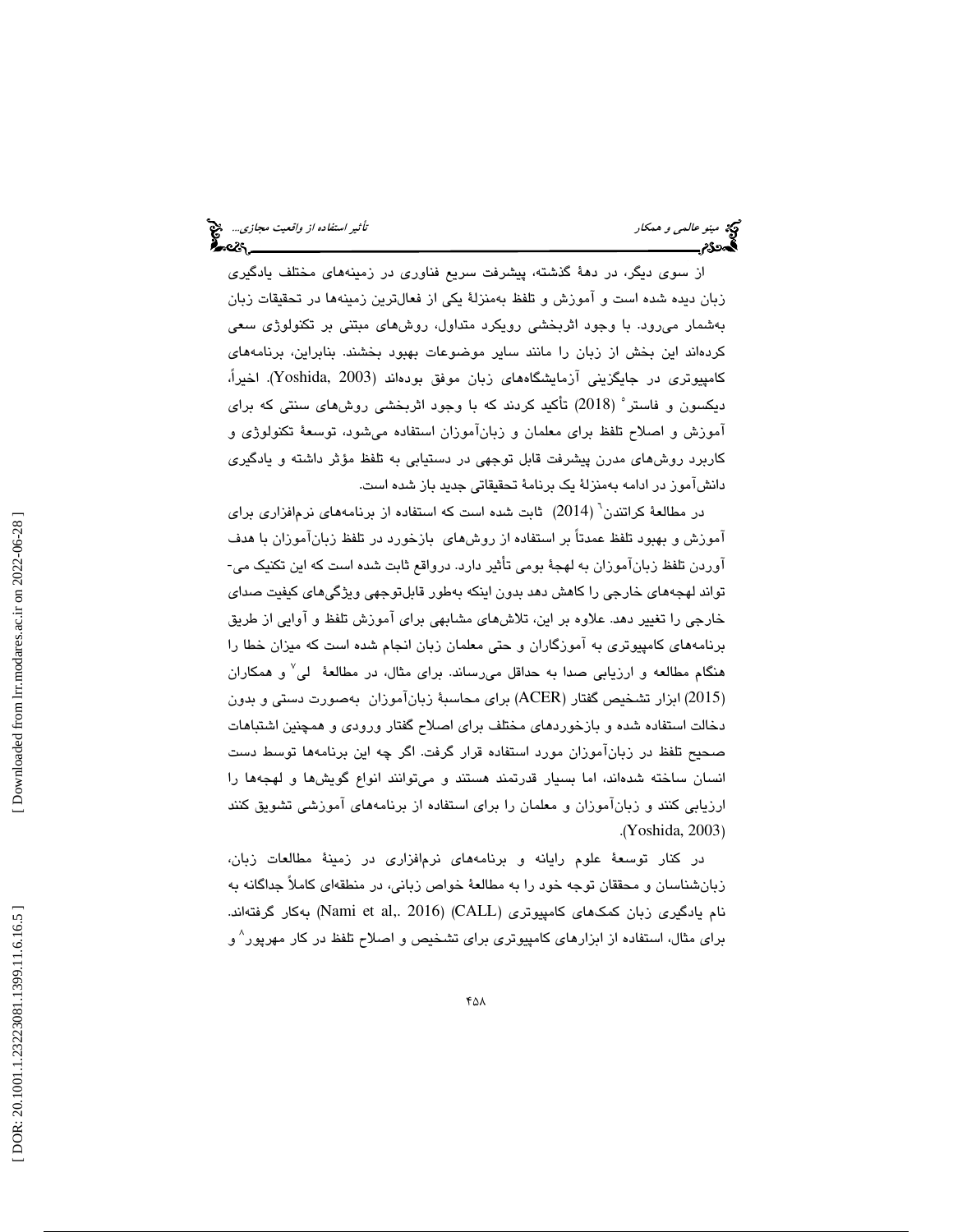از سوی دیگر، در دهۀ گذشته، پیشرفت سریع فناوری در زمینه‌های مختلف یادگیری زبان دیده شده است و آموزش و تلفظ به‌منزلۀ یکی از فعال‌ترین زمینه‌ها در تحقیقات زبان به‌شمار می‌رود. با وجود اثربخشی رویکرد متداول، روش‌های مبتنی بر تکنولوژی سعی کرده‌اند این بخش از زبان را مانند سایر موضوعات بهبود بخشند. بنابراین، برنامه‌های کامپیوتری در جایگزینی آزمایشگاه‌های زبان موفق بوده‌اند (Yoshida, 2003). اخیراً، دیکسون و فاستر[5] (2018) تأکید کردند که با وجود اثربخشی روش‌های سنتی که برای آموزش و اصلاح تلفظ برای معلمان و زبان‌آموزان استفاده می‌شود، توسعۀ تکنولوژی و کاربرد روش‌های مدرن پیشرفت قابل توجهی در دستیابی به تلفظ مؤثر داشته و یادگیری دانش‌آموز در ادامه به‌منزلۀ یک برنامۀ تحقیقاتی جدید باز شده است.

در مطالعۀ کراتندن[6] (2014) ثابت شده است که استفاده از برنامه‌های نرم‌افزاری برای آموزش و بهبود تلفظ عمدتاً بر استفاده از روش‌های بازخورد در تلفظ زبان‌آموزان با هدف آوردن تلفظ زبان‌آموزان به لهجۀ بومی تأثیر دارد. درواقع ثابت شده است که این تکنیک می‌تواند لهجه‌های خارجی را کاهش دهد بدون اینکه به‌طور قابل‌توجهی ویژگی‌های کیفیت صدای خارجی را تغییر دهد. علاوه بر این، تلاش‌های مشابهی برای آموزش تلفظ و آوایی از طریق برنامه‌های کامپیوتری به آموزگاران و حتی معلمان زبان انجام شده است که میزان خطا را هنگام مطالعه و ارزیابی صدا به حداقل می‌رساند. برای مثال، در مطالعۀ لی[7] و همکاران (2015) ابزار تشخیص گفتار (ACER) برای محاسبۀ زبان‌آموزان به‌صورت دستی و بدون دخالت استفاده شده و بازخوردهای مختلف برای اصلاح گفتار ورودی و همچنین اشتباهات صحیح تلفظ در زبان‌آموزان مورد استفاده قرار گرفت. اگر چه این برنامه‌ها توسط دست انسان ساخته شده‌اند، اما بسیار قدرتمند هستند و می‌توانند انواع گویش‌ها و لهجه‌ها را ارزیابی کنند و زبان‌آموزان و معلمان را برای استفاده از برنامه‌های آموزشی تشویق کنند (Yoshida, 2003).

در کنار توسعۀ علوم رایانه و برنامه‌های نرم‌افزاری در زمینۀ مطالعات زبان، زبان‌شناسان و محققان توجه خود را به مطالعۀ خواص زبانی، در منطقه‌ای کاملاً جداگانه به نام یادگیری زبان کمک‌های کامپیوتری (CALL) (Nami et al,. 2016) به‌کار گرفته‌اند. برای مثال، استفاده از ابزارهای کامپیوتری برای تشخیص و اصلاح تلفظ در کار مهرپور[8] و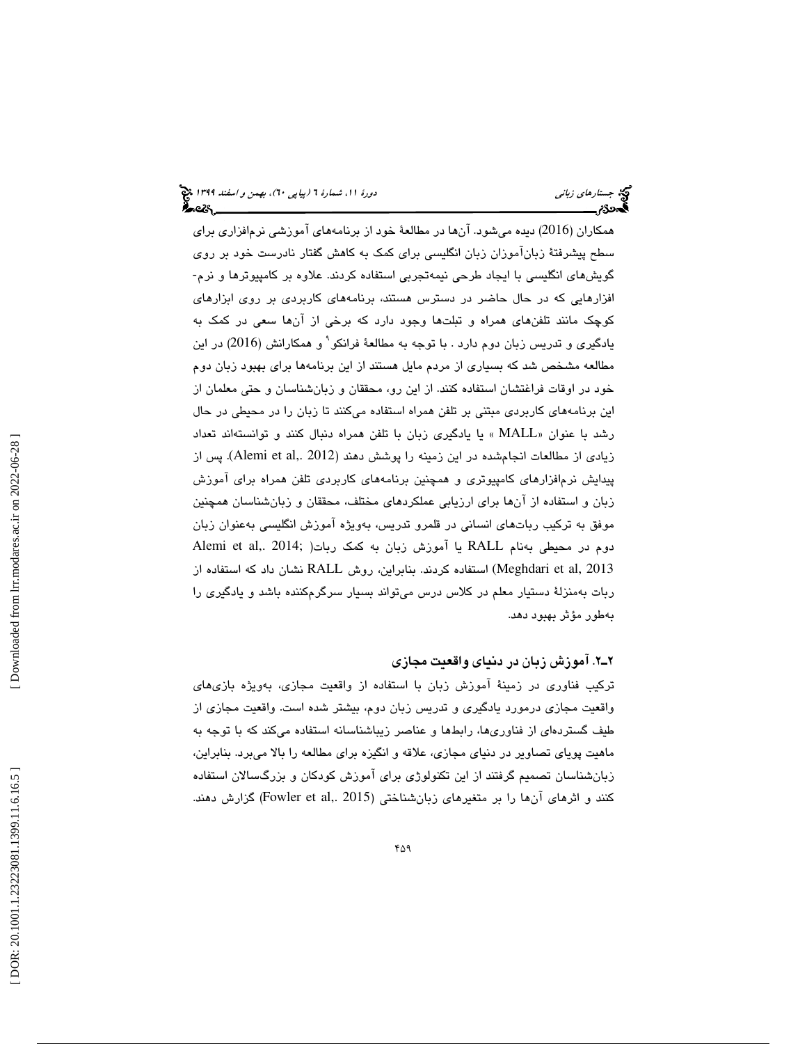همکاران (2016) دیده می‌شود. آن‌ها در مطالعهٔ خود از برنامه‌های آموزشی نرم‌افزاری برای سطح پیشرفتهٔ زبان‌آموزان زبان انگلیسی برای کمک به کاهش گفتار نادرست خود بر روی گویش‌های انگلیسی با ایجاد طرحی نیمه‌تجربی استفاده کردند. علاوه بر کامپیوترها و نرم‌افزارهایی که در حال حاضر در دسترس هستند، برنامه‌های کاربردی بر روی ابزارهای کوچک مانند تلفن‌های همراه و تبلت‌ها وجود دارد که برخی از آن‌ها سعی در کمک به یادگیری و تدریس زبان دوم دارد . با توجه به مطالعهٔ فرانکو[۹] و همکارانش (2016) در این مطالعه مشخص شد که بسیاری از مردم مایل هستند تا از این برنامه‌ها برای بهبود زبان دوم خود در اوقات فراغتشان استفاده کنند. از این رو، محققان و زبان‌شناسان و حتی معلمان از این برنامه‌های کاربردی مبتنی بر تلفن همراه استفاده می‌کنند تا زبان را در محیطی در حال رشد با عنوان «MALL» یا یادگیری زبان با تلفن همراه دنبال کنند و توانسته‌اند تعداد زیادی از مطالعات انجام‌شده در این زمینه را پوشش دهند (Alemi et al,. 2012). پس از پیدایش نرم‌افزارهای کامپیوتری و همچنین برنامه‌های کاربردی تلفن همراه برای آموزش زبان و استفاده از آن‌ها برای ارزیابی عملکردهای مختلف، محققان و زبان‌شناسان همچنین موفق به ترکیب ربات‌های انسانی در قلمرو تدریس، به‌ویژه آموزش انگلیسی به‌عنوان زبان دوم در محیطی به‌نام RALL یا آموزش زبان به کمک ربات( Alemi et al,. 2014; Meghdari et al, 2013) استفاده کردند. بنابراین، روش RALL نشان داد که استفاده از ربات به‌منزلهٔ دستیار معلم در کلاس درس می‌تواند بسیار سرگرم‌کننده باشد و یادگیری را به‌طور مؤثر بهبود دهد.

### ۲ـ۲. آموزش زبان در دنیای واقعیت مجازی

ترکیب فناوری در زمینهٔ آموزش زبان با استفاده از واقعیت مجازی، به‌ویژه بازی‌های واقعیت مجازی درمورد یادگیری و تدریس زبان دوم، بیشتر شده است. واقعیت مجازی از طیف گسترده‌ای از فناوری‌ها، رابط‌ها و عناصر زیباشناسانه استفاده می‌کند که با توجه به ماهیت پویای تصاویر در دنیای مجازی، علاقه و انگیزه برای مطالعه را بالا می‌برد. بنابراین، زبان‌شناسان تصمیم گرفتند از این تکنولوژی برای آموزش کودکان و بزرگسالان استفاده کنند و اثرهای آن‌ها را بر متغیرهای زبان‌شناختی (Fowler et al,. 2015) گزارش دهند.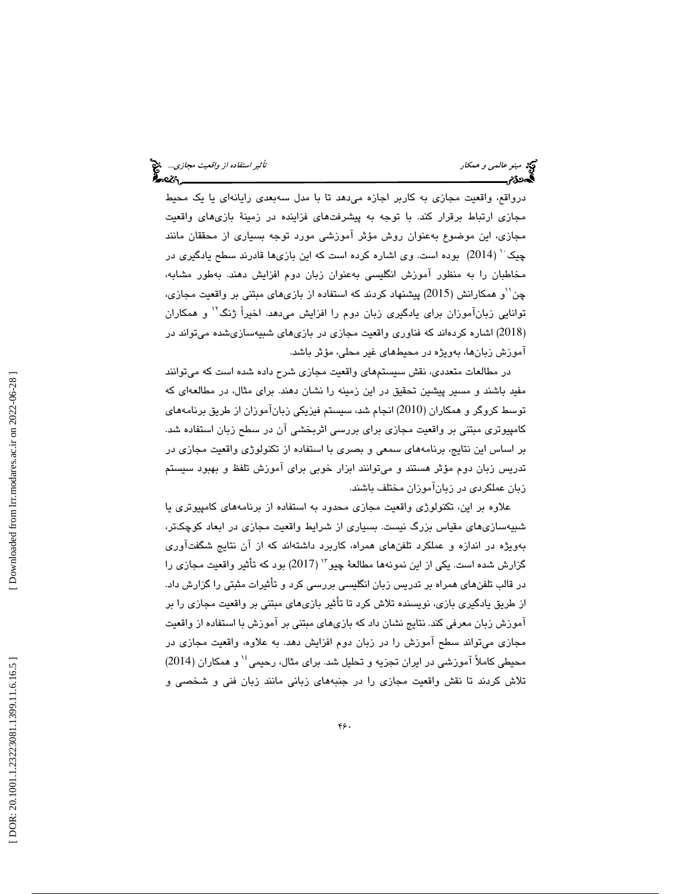درواقع، واقعیت مجازی به کاربر اجازه می‌دهد تا با مدل سه‌بعدی رایانه‌ای یا یک محیط مجازی ارتباط برقرار کند. با توجه به پیشرفت‌های فزاینده در زمینهٔ بازی‌های واقعیت مجازی، این موضوع به‌عنوان روش مؤثر آموزشی مورد توجه بسیاری از محققان مانند چیک[10] (2014) بوده است. وی اشاره کرده است که این بازی‌ها قادرند سطح یادگیری در مخاطبان را به منظور آموزش انگلیسی به‌عنوان زبان دوم افزایش دهند. به‌طور مشابه، چن[11]و همکارانش (2015) پیشنهاد کردند که استفاده از بازی‌های مبتنی بر واقعیت مجازی، توانایی زبان‌آموزان برای یادگیری زبان دوم را افزایش می‌دهد. اخیراً ژنگ[12] و همکاران (2018) اشاره کرده‌اند که فناوری واقعیت مجازی در بازی‌های شبیه‌سازی‌شده می‌تواند در آموزش زبان‌ها، به‌ویژه در محیط‌های غیر محلی، مؤثر باشد.

در مطالعات متعددی، نقش سیستم‌های واقعیت مجازی شرح داده شده است که می‌توانند مفید باشند و مسیر پیشین تحقیق در این زمینه را نشان دهند. برای مثال، در مطالعه‌ای که توسط کروگر و همکاران (2010) انجام شد، سیستم فیزیکی زبان‌آموزان از طریق برنامه‌های کامپیوتری مبتنی بر واقعیت مجازی برای بررسی اثربخشی آن در سطح زبان استفاده شد. بر اساس این نتایج، برنامه‌های سمعی و بصری با استفاده از تکنولوژی واقعیت مجازی در تدریس زبان دوم مؤثر هستند و می‌توانند ابزار خوبی برای آموزش تلفظ و بهبود سیستم زبان عملکردی در زبان‌آموزان مختلف باشند.

علاوه بر این، تکنولوژی واقعیت مجازی محدود به استفاده از برنامه‌های کامپیوتری یا شبیه‌سازی‌های مقیاس بزرگ نیست. بسیاری از شرایط واقعیت مجازی در ابعاد کوچک‌تر، به‌ویژه در اندازه و عملکرد تلفن‌های همراه، کاربرد داشته‌اند که از آن نتایج شگفت‌آوری گزارش شده است. یکی از این نمونه‌ها مطالعهٔ چیو[13] (2017) بود که تأثیر واقعیت مجازی را در قالب تلفن‌های همراه بر تدریس زبان انگلیسی بررسی کرد و تأثیرات مثبتی را گزارش داد. از طریق یادگیری بازی، نویسنده تلاش کرد تا تأثیر بازی‌های مبتنی بر واقعیت مجازی را بر آموزش زبان معرفی کند. نتایج نشان داد که بازی‌های مبتنی بر آموزش با استفاده از واقعیت مجازی می‌تواند سطح آموزش را در زبان دوم افزایش دهد. به علاوه، واقعیت مجازی در محیطی کاملاً آموزشی در ایران تجزیه و تحلیل شد. برای مثال، رحیمی[14] و همکاران (2014) تلاش کردند تا نقش واقعیت مجازی را در جنبه‌های زبانی مانند زبان فنی و شخصی و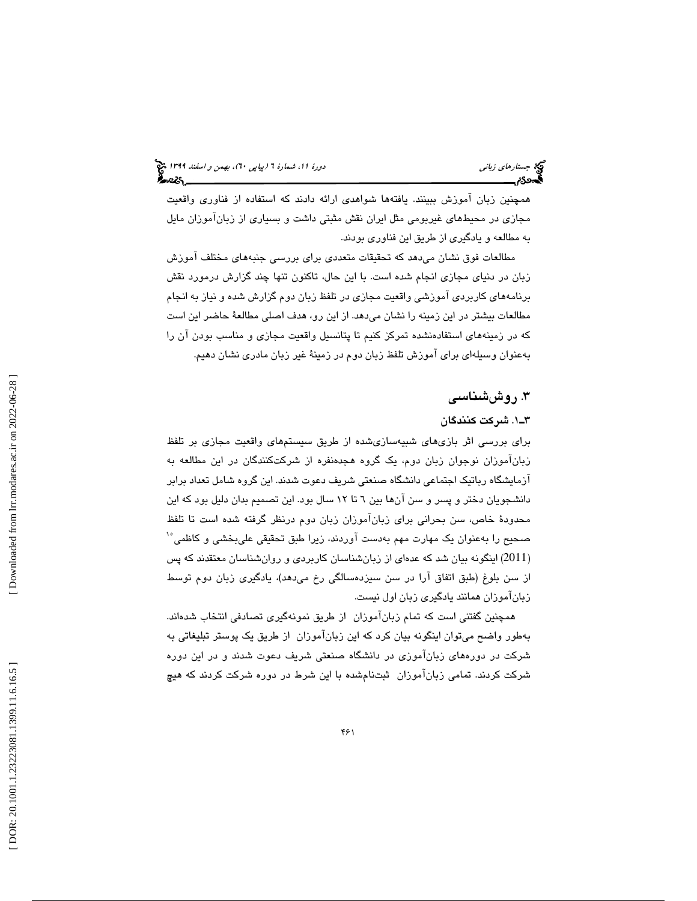همچنین زبان آموزش ببینند. یافته‌ها شواهدی ارائه دادند که استفاده از فناوری واقعیت مجازی در محیط‌های غیربومی مثل ایران نقش مثبتی داشت و بسیاری از زبان‌آموزان مایل به مطالعه و یادگیری از طریق این فناوری بودند.

مطالعات فوق نشان می‌دهد که تحقیقات متعددی برای بررسی جنبه‌های مختلف آموزش زبان در دنیای مجازی انجام شده است. با این حال، تاکنون تنها چند گزارش درمورد نقش برنامه‌های کاربردی آموزشی واقعیت مجازی در تلفظ زبان دوم گزارش شده و نیاز به انجام مطالعات بیشتر در این زمینه را نشان می‌دهد. از این رو، هدف اصلی مطالعهٔ حاضر این است که در زمینه‌های استفاده‌نشده تمرکز کنیم تا پتانسیل واقعیت مجازی و مناسب بودن آن را به‌عنوان وسیله‌ای برای آموزش تلفظ زبان دوم در زمینهٔ غیر زبان مادری نشان دهیم.

## ۳. روش‌شناسی

### ۳ـ۱. شرکت کنندگان

برای بررسی اثر بازی‌های شبیه‌سازی‌شده از طریق سیستم‌های واقعیت مجازی بر تلفظ زبان‌آموزان نوجوان زبان دوم، یک گروه هجده‌نفره از شرکت‌کنندگان در این مطالعه به آزمایشگاه رباتیک اجتماعی دانشگاه صنعتی شریف دعوت شدند. این گروه شامل تعداد برابر دانشجویان دختر و پسر و سن آن‌ها بین ٦ تا ١٢ سال بود. این تصمیم بدان دلیل بود که این محدودهٔ خاص، سن بحرانی برای زبان‌آموزان زبان دوم درنظر گرفته شده است تا تلفظ صحیح را به‌عنوان یک مهارت مهم به‌دست آوردند، زیرا طبق تحقیقی علی‌بخشی و کاظمی[۱۰] (2011) اینگونه بیان شد که عده‌ای از زبان‌شناسان کاربردی و روان‌شناسان معتقدند که پس از سن بلوغ (طبق اتفاق آرا در سن سیزده‌سالگی رخ می‌دهد)، یادگیری زبان دوم توسط زبان‌آموزان همانند یادگیری زبان اول نیست.

همچنین گفتنی است که تمام زبان‌آموزان از طریق نمونه‌گیری تصادفی انتخاب شده‌اند. به‌طور واضح می‌توان اینگونه بیان کرد که این زبان‌آموزان از طریق یک پوستر تبلیغاتی به شرکت در دوره‌های زبان‌آموزی در دانشگاه صنعتی شریف دعوت شدند و در این دوره شرکت کردند. تمامی زبان‌آموزان ثبت‌نام‌شده با این شرط در دوره شرکت کردند که هیچ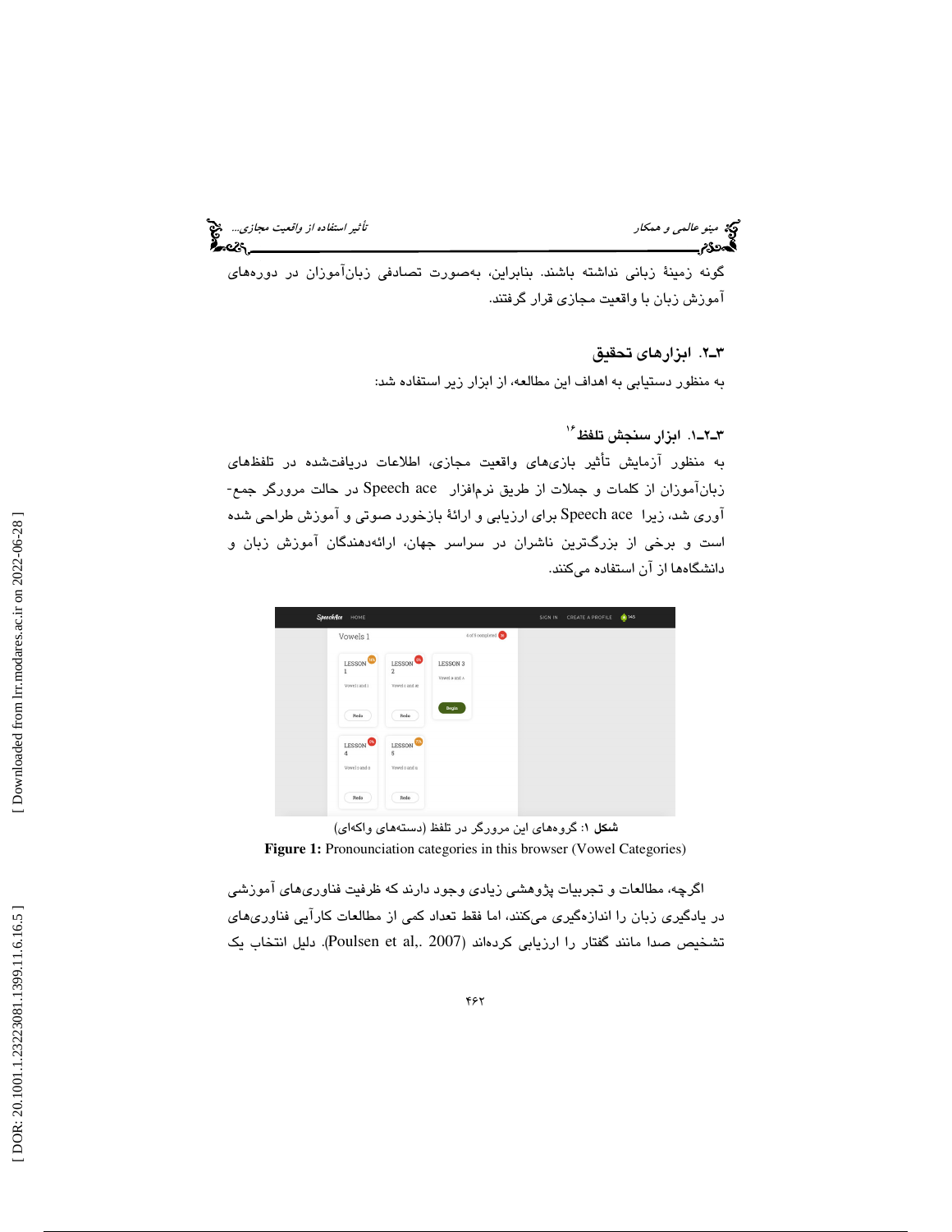گونه زمینهٔ زبانی نداشته باشند. بنابراین، به‌صورت تصادفی زبان‌آموزان در دوره‌های آموزش زبان با واقعیت مجازی قرار گرفتند.

### ۳ـ۲. ابزارهای تحقیق

به منظور دستیابی به اهداف این مطالعه، از ابزار زیر استفاده شد:

#### ۳ـ۲ـ۱. ابزار سنجش تلفظ[۱۶]

به منظور آزمایش تأثیر بازی‌های واقعیت مجازی، اطلاعات دریافت‌شده در تلفظهای زبان‌آموزان از کلمات و جملات از طریق نرم‌افزار Speech ace در حالت مرورگر جمع-آوری شد، زیرا Speech ace برای ارزیابی و ارائهٔ بازخورد صوتی و آموزش طراحی شده است و برخی از بزرگ‌ترین ناشران در سراسر جهان، ارائه‌دهندگان آموزش زبان و دانشگاه‌ها از آن استفاده می‌کنند.

**شکل ۱:** گروه‌های این مرورگر در تلفظ (دسته‌های واکه‌ای)

**Figure 1:** Pronounciation categories in this browser (Vowel Categories)

اگرچه، مطالعات و تجربیات پژوهشی زیادی وجود دارند که ظرفیت فناوری‌های آموزشی در یادگیری زبان را اندازه‌گیری می‌کنند، اما فقط تعداد کمی از مطالعات کارآیی فناوری‌های تشخیص صدا مانند گفتار را ارزیابی کرده‌اند (Poulsen et al,. 2007). دلیل انتخاب یک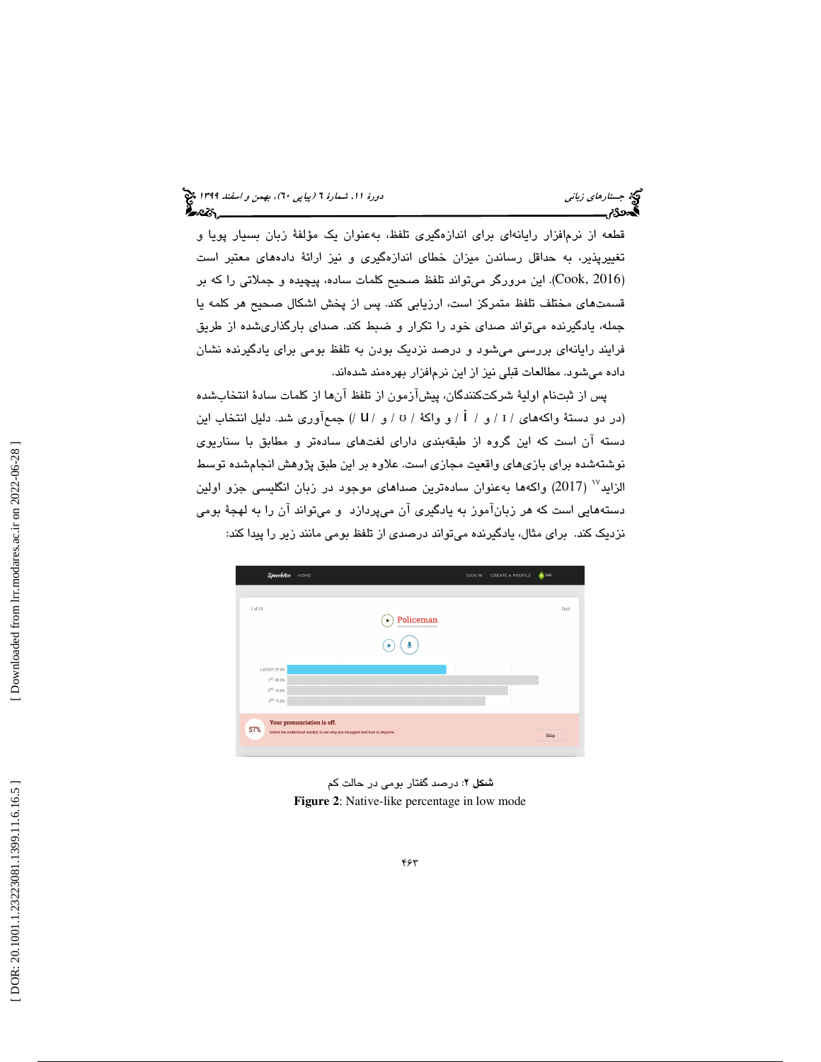قطعه از نرم‌افزار رایانه‌ای برای اندازه‌گیری تلفظ، به‌عنوان یک مؤلفهٔ زبان بسیار پویا و تغییرپذیر، به حداقل رساندن میزان خطای اندازه‌گیری و نیز ارائهٔ داده‌های معتبر است (Cook, 2016). این مرورگر می‌تواند تلفظ صحیح کلمات ساده، پیچیده و جملاتی را که بر قسمت‌های مختلف تلفظ متمرکز است، ارزیابی کند. پس از پخش اشکال صحیح هر کلمه یا جمله، یادگیرنده می‌تواند صدای خود را تکرار و ضبط کند. صدای بارگذاری‌شده از طریق فرایند رایانه‌ای بررسی می‌شود و درصد نزدیک بودن به تلفظ بومی برای یادگیرنده نشان داده می‌شود. مطالعات قبلی نیز از این نرم‌افزار بهره‌مند شده‌اند.

پس از ثبت‌نام اولیهٔ شرکت‌کنندگان، پیش‌آزمون از تلفظ آن‌ها از کلمات سادهٔ انتخاب‌شده (در دو دستهٔ واکه‌های / ɪ / و / i / و واکهٔ / ʊ / و / u /) جمع‌آوری شد. دلیل انتخاب این دسته آن است که این گروه از طبقه‌بندی دارای لغت‌های ساده‌تر و مطابق با سناریوی نوشته‌شده برای بازی‌های واقعیت مجازی است. علاوه بر این طبق پژوهش انجام‌شده توسط الزاید[17] (2017) واکه‌ها به‌عنوان ساده‌ترین صداهای موجود در زبان انگلیسی جزو اولین دسته‌هایی است که هر زبان‌آموز به یادگیری آن می‌پردازد و می‌تواند آن را به لهجهٔ بومی نزدیک کند. برای مثال، یادگیرنده می‌تواند درصدی از تلفظ بومی مانند زیر را پیدا کند:

**شکل ۲**: درصد گفتار بومی در حالت کم

**Figure 2**: Native-like percentage in low mode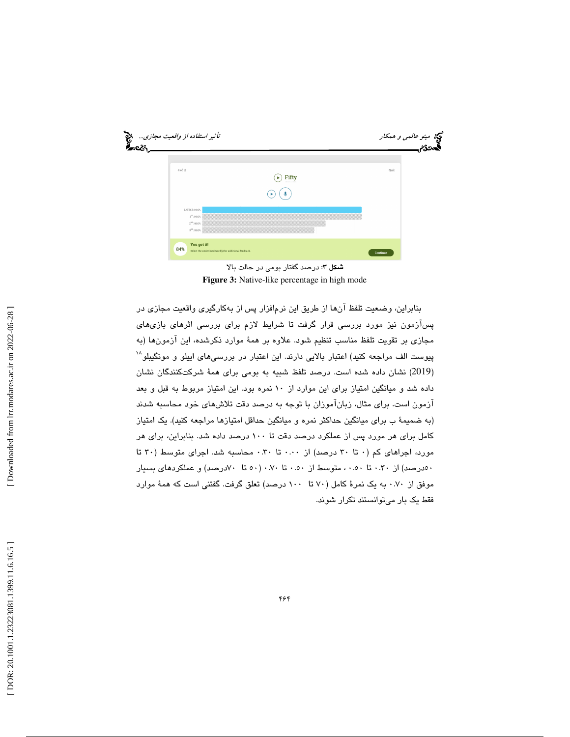**شکل ۳**: درصد گفتار بومی در حالت بالا

**Figure 3:** Native-like percentage in high mode

بنابراین، وضعیت تلفظ آن‌ها از طریق این نرم‌افزار پس از به‌کارگیری واقعیت مجازی در پس‌آزمون نیز مورد بررسی قرار گرفت تا شرایط لازم برای بررسی اثرهای بازی‌های مجازی بر تقویت تلفظ مناسب تنظیم شود. علاوه بر همهٔ موارد ذکرشده، این آزمون‌ها (به پیوست الف مراجعه کنید) اعتبار بالایی دارند. این اعتبار در بررسی‌های ایپلو و مونگیبلو[۱۸] (2019) نشان داده شده است. درصد تلفظ شبیه به بومی برای همهٔ شرکت‌کنندگان نشان داده شد و میانگین امتیاز برای این موارد از ۱۰ نمره بود. این امتیاز مربوط به قبل و بعد آزمون است. برای مثال، زبان‌آموزان با توجه به درصد دقت تلاش‌های خود محاسبه شدند (به ضمیمهٔ ب برای میانگین حداکثر نمره و میانگین حداقل امتیازها مراجعه کنید). یک امتیاز کامل برای هر مورد پس از عملکرد درصد دقت تا ۱۰۰ درصد داده شد. بنابراین، برای هر مورد، اجراهای کم (۰ تا ۳۰ درصد) از ۰.۰۰ تا ۰.۳۰ محاسبه شد. اجرای متوسط (۳۰ تا ۵۰درصد) از ۰.۳۰ تا ۰.۵۰ ، متوسط از ۰.۵۰ تا ۰.۷۰ (۵۰ تا ۷۰درصد) و عملکردهای بسیار موفق از ۰.۷۰ به یک نمرهٔ کامل (۷۰ تا ۱۰۰ درصد) تعلق گرفت. گفتنی است که همهٔ موارد فقط یک بار می‌توانستند تکرار شوند.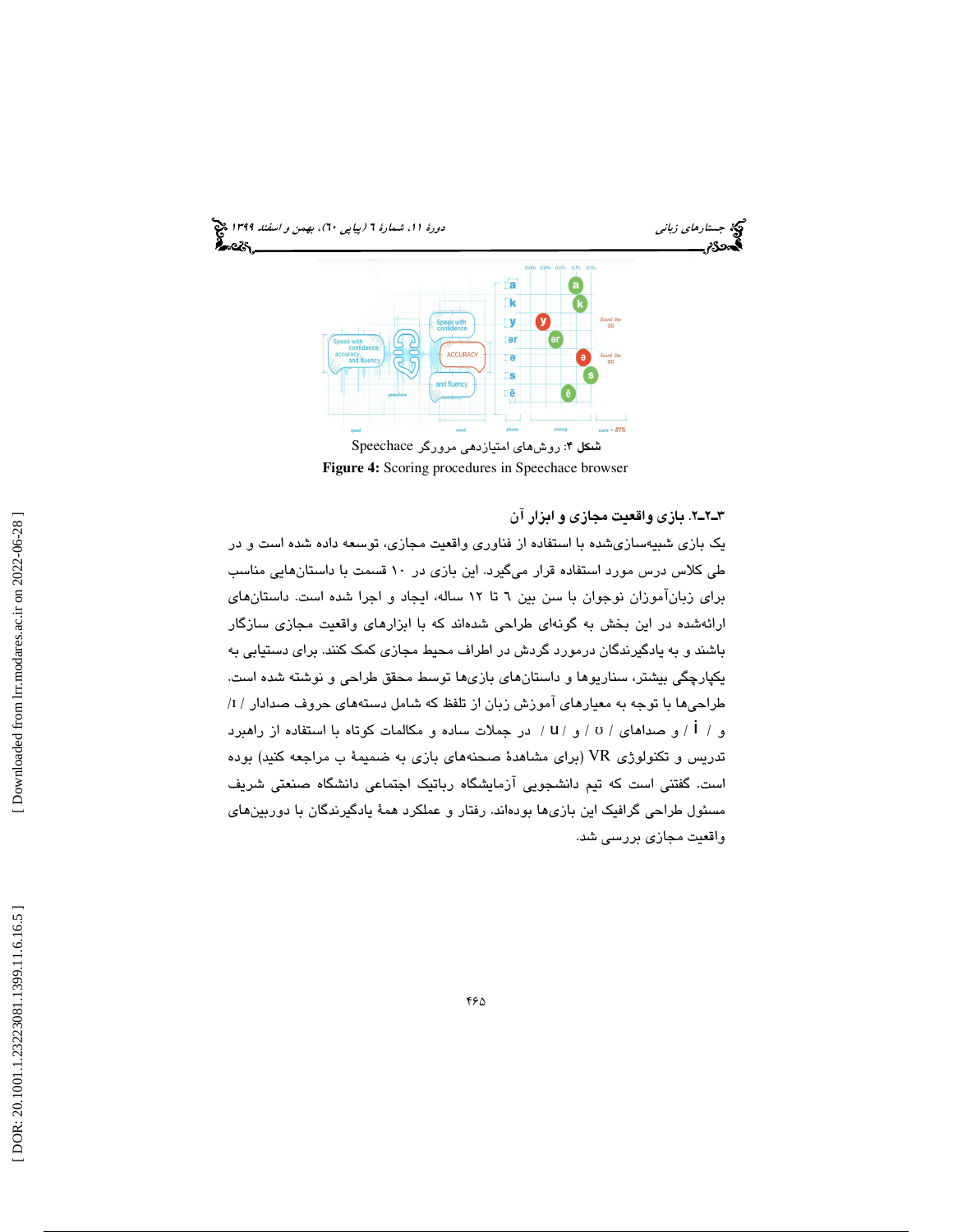**شکل ۴:** روش‌های امتیازدهی مرورگر Speechace

**Figure 4:** Scoring procedures in Speechace browser

### ۳ـ۲ـ۲. بازی واقعیت مجازی و ابزار آن

یک بازی شبیه‌سازی‌شده با استفاده از فناوری واقعیت مجازی، توسعه داده شده است و در طی کلاس درس مورد استفاده قرار می‌گیرد. این بازی در ۱۰ قسمت با داستان‌هایی مناسب برای زبان‌آموزان نوجوان با سن بین ٦ تا ١٢ ساله، ایجاد و اجرا شده است. داستان‌های ارائه‌شده در این بخش به گونه‌ای طراحی شده‌اند که با ابزارهای واقعیت مجازی سازگار باشند و به یادگیرندگان درمورد گردش در اطراف محیط مجازی کمک کنند. برای دستیابی به یکپارچگی بیشتر، سناریوها و داستان‌های بازی‌ها توسط محقق طراحی و نوشته شده است. طراحی‌ها با توجه به معیارهای آموزش زبان از تلفظ که شامل دسته‌های حروف صدادار /ɪ/ و / i / و صداهای / ʊ / و / u / در جملات ساده و مکالمات کوتاه با استفاده از راهبرد تدریس و تکنولوژی VR (برای مشاهدهٔ صحنه‌های بازی به ضمیمهٔ ب مراجعه کنید) بوده است. گفتنی است که تیم دانشجویی آزمایشگاه رباتیک اجتماعی دانشگاه صنعتی شریف مسئول طراحی گرافیک این بازی‌ها بوده‌اند. رفتار و عملکرد همهٔ یادگیرندگان با دوربین‌های واقعیت مجازی بررسی شد.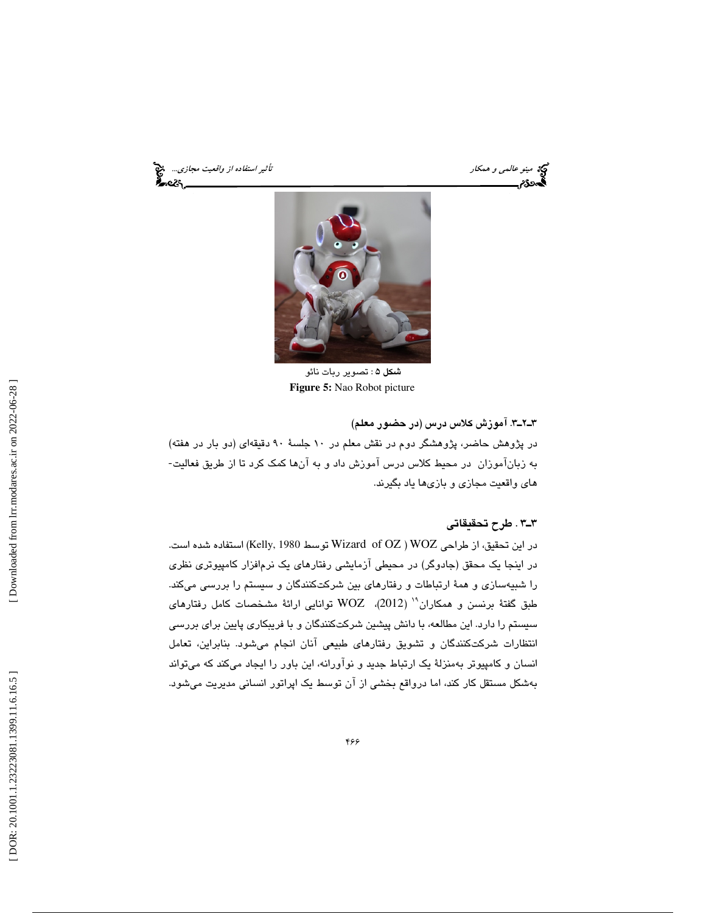**شکل ۵** : تصویر ربات نائو

**Figure 5:** Nao Robot picture

### ۳ـ۲ـ۳. آموزش کلاس درس (در حضور معلم)

در پژوهش حاضر، پژوهشگر دوم در نقش معلم در ۱۰ جلسهٔ ۹۰ دقیقه‌ای (دو بار در هفته) به زبان‌آموزان در محیط کلاس درس آموزش داد و به آن‌ها کمک کرد تا از طریق فعالیت‌های واقعیت مجازی و بازی‌ها یاد بگیرند.

## ۳ـ۳. طرح تحقیقاتی

در این تحقیق، از طراحی WOZ (Wizard of OZ توسط Kelly, 1980) استفاده شده است. در اینجا یک محقق (جادوگر) در محیطی آزمایشی رفتارهای یک نرم‌افزار کامپیوتری نظری را شبیه‌سازی و همهٔ ارتباطات و رفتارهای بین شرکت‌کنندگان و سیستم را بررسی می‌کند. طبق گفتهٔ برنسن و همکاران[۱۹] (2012)، WOZ توانایی ارائهٔ مشخصات کامل رفتارهای سیستم را دارد. این مطالعه، با دانش پیشین شرکت‌کنندگان و با فریبکاری پایین برای بررسی انتظارات شرکت‌کنندگان و تشویق رفتارهای طبیعی آنان انجام می‌شود. بنابراین، تعامل انسان و کامپیوتر به‌منزلهٔ یک ارتباط جدید و نوآورانه، این باور را ایجاد می‌کند که می‌تواند به‌شکل مستقل کار کند، اما درواقع بخشی از آن توسط یک اپراتور انسانی مدیریت می‌شود.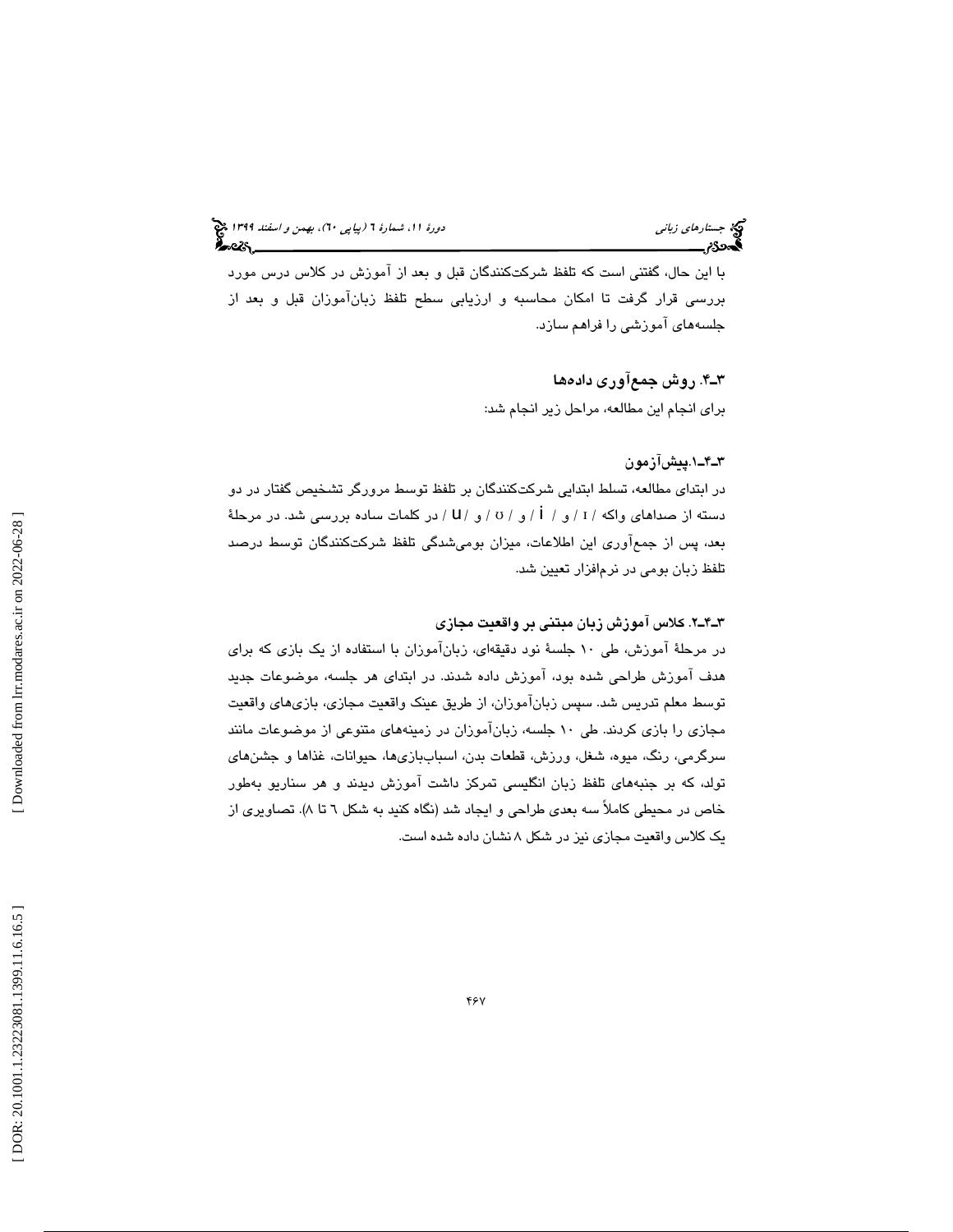با این حال، گفتنی است که تلفظ شرکت‌کنندگان قبل و بعد از آموزش در کلاس درس مورد بررسی قرار گرفت تا امکان محاسبه و ارزیابی سطح تلفظ زبان‌آموزان قبل و بعد از جلسه‌های آموزشی را فراهم سازد.

## ۳ـ۴. روش جمع‌آوری داده‌ها

برای انجام این مطالعه، مراحل زیر انجام شد:

### ۳ـ۴ـ۱.پیش‌آزمون

در ابتدای مطالعه، تسلط ابتدایی شرکت‌کنندگان بر تلفظ توسط مرورگر تشخیص گفتار در دو دسته از صداهای واکه / ɪ / و / i / و / ʊ / و /u / در کلمات ساده بررسی شد. در مرحلۀ بعد، پس از جمع‌آوری این اطلاعات، میزان بومی‌شدگی تلفظ شرکت‌کنندگان توسط درصد تلفظ زبان بومی در نرم‌افزار تعیین شد.

### ۳ـ۴ـ۲. کلاس آموزش زبان مبتنی بر واقعیت مجازی

در مرحلۀ آموزش، طی ۱۰ جلسۀ نود دقیقه‌ای، زبان‌آموزان با استفاده از یک بازی که برای هدف آموزش طراحی شده بود، آموزش داده شدند. در ابتدای هر جلسه، موضوعات جدید توسط معلم تدریس شد. سپس زبان‌آموزان، از طریق عینک واقعیت مجازی، بازی‌های واقعیت مجازی را بازی کردند. طی ۱۰ جلسه، زبان‌آموزان در زمینه‌های متنوعی از موضوعات مانند سرگرمی، رنگ، میوه، شغل، ورزش، قطعات بدن، اسباب‌بازی‌ها، حیوانات، غذاها و جشن‌های تولد، که بر جنبه‌های تلفظ زبان انگلیسی تمرکز داشت آموزش دیدند و هر سناریو به‌طور خاص در محیطی کاملاً سه بعدی طراحی و ایجاد شد (نگاه کنید به شکل ٦ تا ٨). تصاویری از یک کلاس واقعیت مجازی نیز در شکل ٨ نشان داده شده است.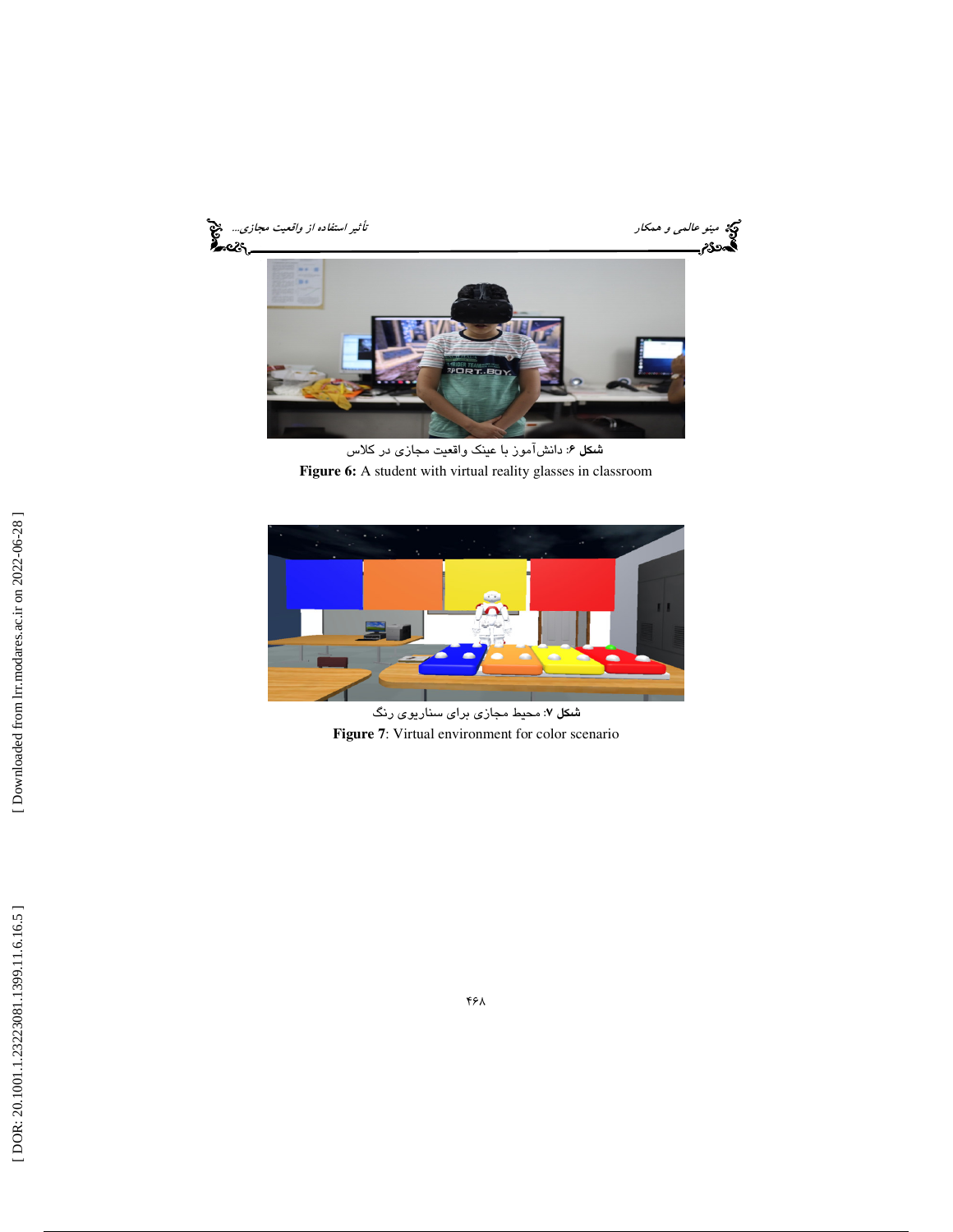**شکل ۶**: دانش‌آموز با عینک واقعیت مجازی در کلاس

**Figure 6:** A student with virtual reality glasses in classroom

**شکل ۷**: محیط مجازی برای سناریوی رنگ

**Figure 7**: Virtual environment for color scenario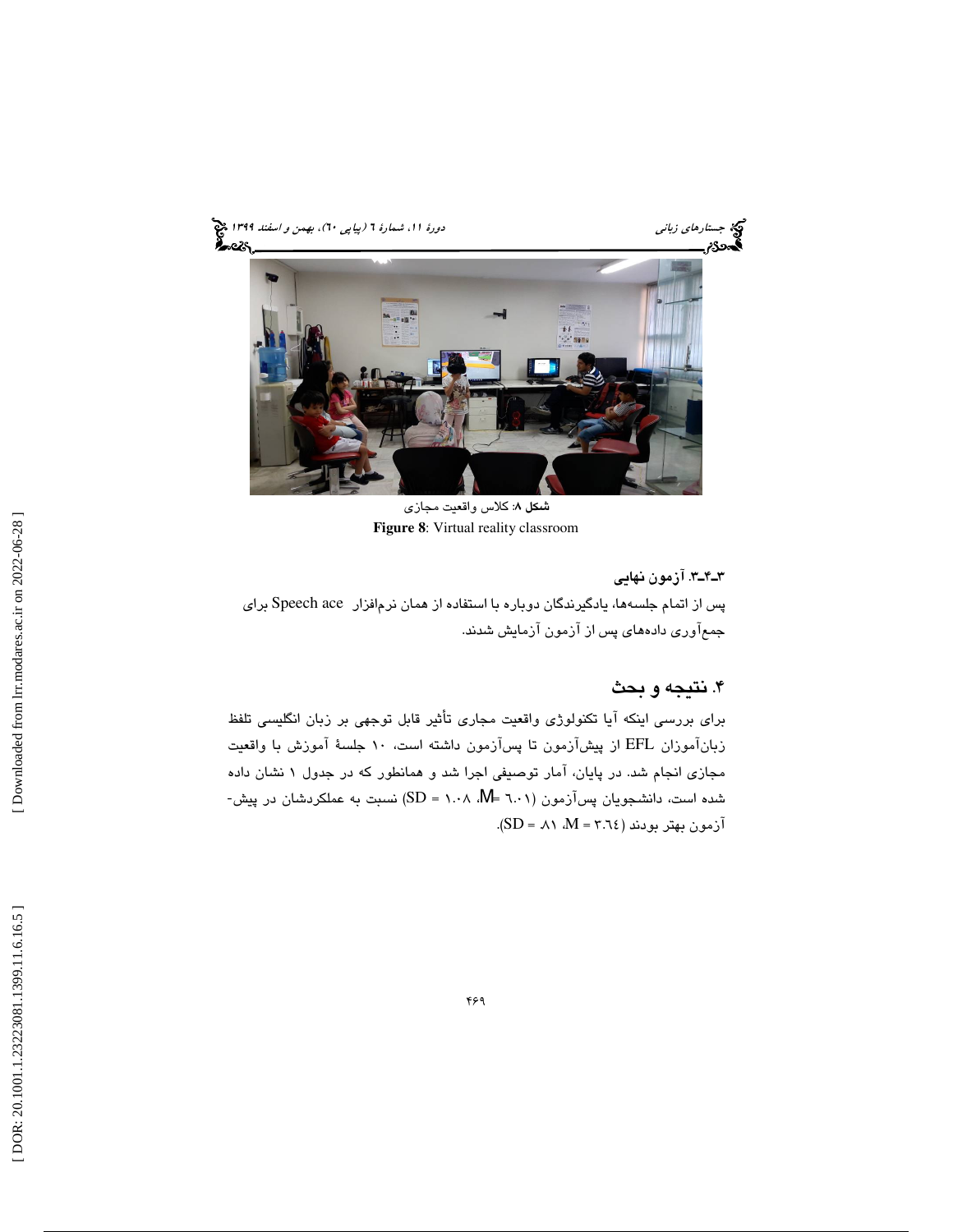**شکل ۸**: کلاس واقعیت مجازی
**Figure 8**: Virtual reality classroom

### ۳ـ۴ـ۳. آزمون نهایی

پس از اتمام جلسه‌ها، یادگیرندگان دوباره با استفاده از همان نرم‌افزار Speech ace برای جمع‌آوری داده‌های پس از آزمون آزمایش شدند.

## ۴. نتیجه و بحث

برای بررسی اینکه آیا تکنولوژی واقعیت مجازی تأثیر قابل توجهی بر زبان انگلیسی تلفظ زبان‌آموزان EFL از پیش‌آزمون تا پس‌آزمون داشته است، ۱۰ جلسهٔ آموزش با واقعیت مجازی انجام شد. در پایان، آمار توصیفی اجرا شد و همانطور که در جدول ۱ نشان داده شده است، دانشجویان پس‌آزمون (٦.٠١ =M، ۱.۰۸ = SD) نسبت به عملکردشان در پیش‌آزمون بهتر بودند (٣.٦٤ = M، ٨١ = SD).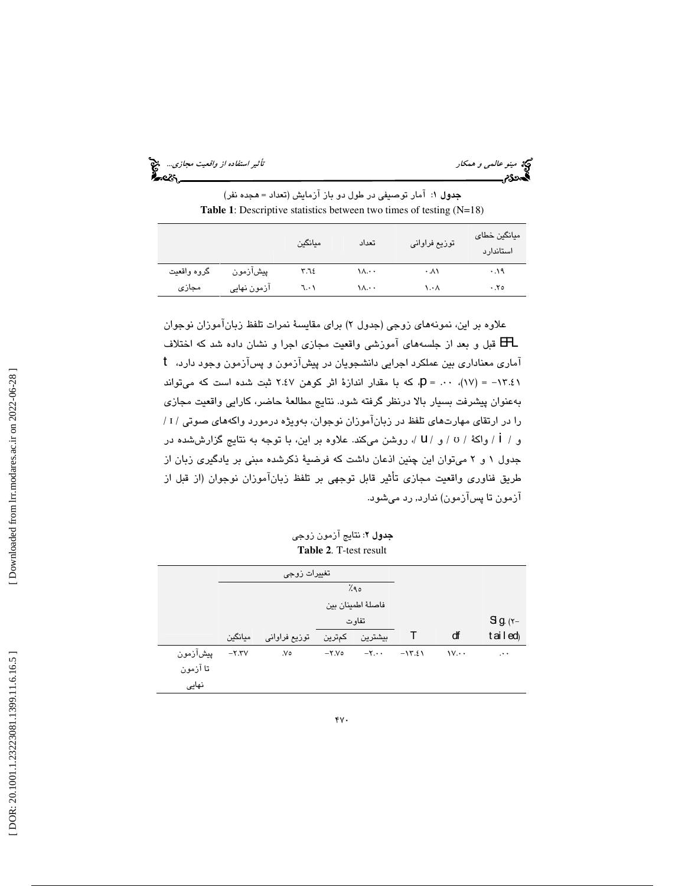**جدول ۱**: آمار توصیفی در طول دو باز آزمایش (تعداد = هجده نفر)

**Table 1**: Descriptive statistics between two times of testing (N=18)

| | | میانگین | تعداد | توزیع فراوانی | میانگین خطای استاندارد |
|---|---|---|---|---|---|
| گروه واقعیت مجازی | پیش‌آزمون | ۳.٦٤ | ۱۸.۰۰ | ۰.۸۱ | ۰.۱۹ |
| | آزمون نهایی | ٦.۰۱ | ۱۸.۰۰ | ۱.۰۸ | ۰.۲۵ |

علاوه بر این، نمونه‌های زوجی (جدول ۲) برای مقایسهٔ نمرات تلفظ زبان‌آموزان نوجوان EFL قبل و بعد از جلسه‌های آموزشی واقعیت مجازی اجرا و نشان داده شد که اختلاف آماری معناداری بین عملکرد اجرایی دانشجویان در پیش‌آزمون و پس‌آزمون وجود دارد، t (۱۷) = -۱۳.٤۱، p = ۰.۰۰، که با مقدار اندازهٔ اثر کوهن ۲.٤۷ ثبت شده است که می‌تواند به‌عنوان پیشرفت بسیار بالا درنظر گرفته شود. نتایج مطالعهٔ حاضر، کارایی واقعیت مجازی را در ارتقای مهارت‌های تلفظ در زبان‌آموزان نوجوان، به‌ویژه درمورد واکه‌های صوتی / ɪ / و / i / واکهٔ / ʊ / و / u /، روشن می‌کند. علاوه بر این، با توجه به نتایج گزارش‌شده در جدول ۱ و ۲ می‌توان این چنین اذعان داشت که فرضیهٔ ذکرشده مبنی بر یادگیری زبان از طریق فناوری واقعیت مجازی تأثیر قابل توجهی بر تلفظ زبان‌آموزان نوجوان (از قبل از آزمون تا پس‌آزمون) ندارد، رد می‌شود.

**جدول ۲**: نتایج آزمون زوجی

**Table 2**. T-test result

| | تغییرات زوجی | | | | T | df | Sig. (2-tailed) |
|---|---|---|---|---|---|---|---|
| | | | ٪۹۵ فاصلهٔ اطمینان بین تفاوت | | | | |
| | میانگین | توزیع فراوانی | کم‌ترین | بیشترین | | | |
| پیش‌آزمون تا آزمون نهایی | -۲.۳۷ | .۷۵ | -۲.۷۵ | -۲.۰۰ | -۱۳.٤۱ | ۱۷.۰۰ | .۰۰ |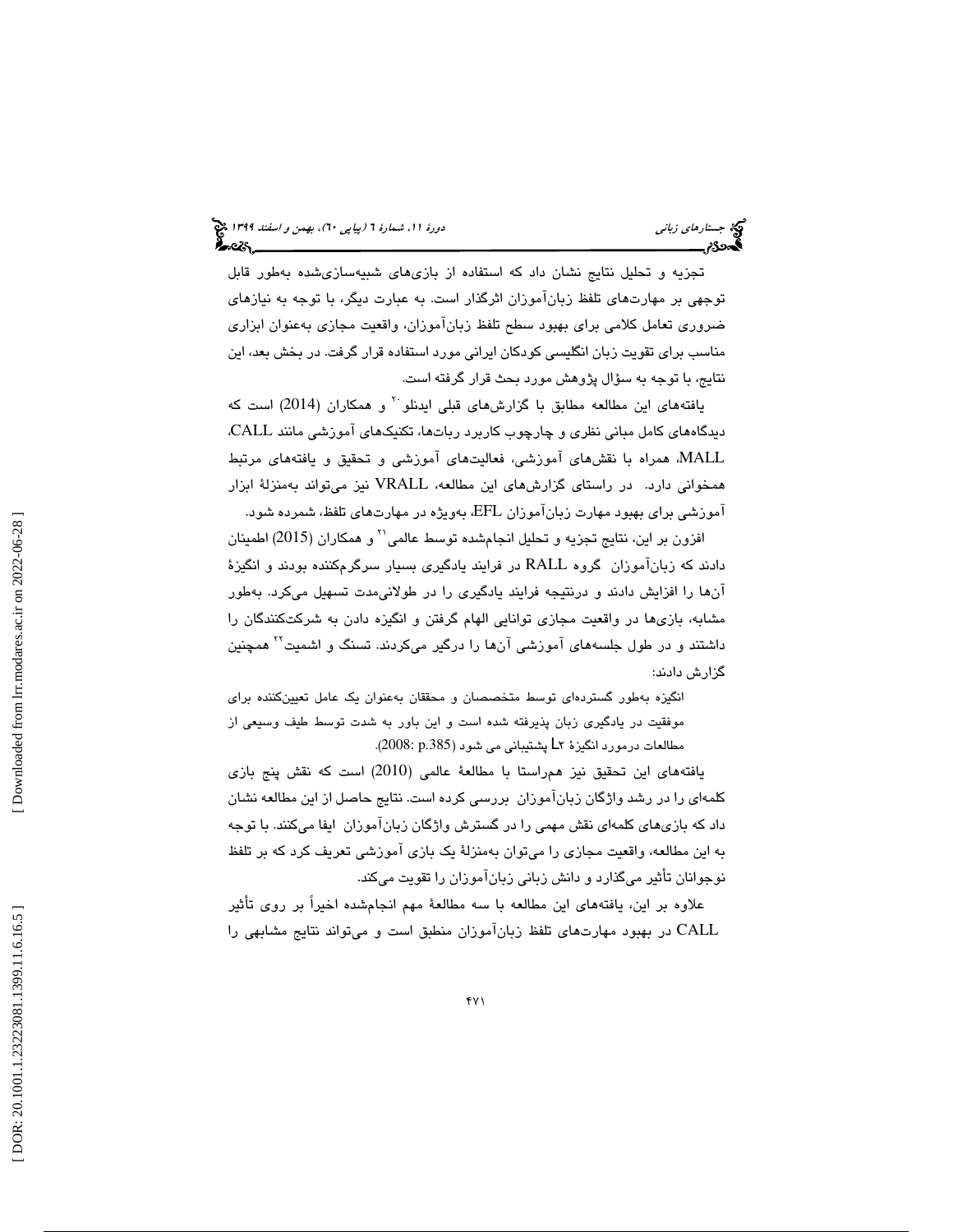تجزیه و تحلیل نتایج نشان داد که استفاده از بازی‌های شبیه‌سازی‌شده به‌طور قابل توجهی بر مهارت‌های تلفظ زبان‌آموزان اثرگذار است. به عبارت دیگر، با توجه به نیازهای ضروری تعامل کلامی برای بهبود سطح تلفظ زبان‌آموزان، واقعیت مجازی به‌عنوان ابزاری مناسب برای تقویت زبان انگلیسی کودکان ایرانی مورد استفاده قرار گرفت. در بخش بعد، این نتایج، با توجه به سؤال پژوهش مورد بحث قرار گرفته است.

یافته‌های این مطالعه مطابق با گزارش‌های قبلی ایدنلو[20] و همکاران (2014) است که دیدگاه‌های کامل مبانی نظری و چارچوب کاربرد ربات‌ها، تکنیک‌های آموزشی مانند CALL، MALL، همراه با نقش‌های آموزشی، فعالیت‌های آموزشی و تحقیق و یافته‌های مرتبط همخوانی دارد. در راستای گزارش‌های این مطالعه، VRALL نیز می‌تواند به‌منزلهٔ ابزار آموزشی برای بهبود مهارت زبان‌آموزان EFL، به‌ویژه در مهارت‌های تلفظ، شمرده شود.

افزون بر این، نتایج تجزیه و تحلیل انجام‌شده توسط عالمی[21] و همکاران (2015) اطمینان دادند که زبان‌آموزان گروه RALL در فرایند یادگیری بسیار سرگرم‌کننده بودند و انگیزهٔ آن‌ها را افزایش دادند و درنتیجه فرایند یادگیری را در طولانی‌مدت تسهیل می‌کرد. به‌طور مشابه، بازی‌ها در واقعیت مجازی توانایی الهام گرفتن و انگیزه دادن به شرکت‌کنندگان را داشتند و در طول جلسه‌های آموزشی آن‌ها را درگیر می‌کردند. تسنگ و اشمیت[22] همچنین گزارش دادند:

> انگیزه به‌طور گسترده‌ای توسط متخصصان و محققان به‌عنوان یک عامل تعیین‌کننده برای موفقیت در یادگیری زبان پذیرفته شده است و این باور به شدت توسط طیف وسیعی از مطالعات درمورد انگیزهٔ L2 پشتیبانی می شود (2008: p.385).

یافته‌های این تحقیق نیز هم‌راستا با مطالعهٔ عالمی (2010) است که نقش پنج بازی کلمه‌ای را در رشد واژگان زبان‌آموزان بررسی کرده است. نتایج حاصل از این مطالعه نشان داد که بازی‌های کلمه‌ای نقش مهمی را در گسترش واژگان زبان‌آموزان ایفا می‌کنند. با توجه به این مطالعه، واقعیت مجازی را می‌توان به‌منزلهٔ یک بازی آموزشی تعریف کرد که بر تلفظ نوجوانان تأثیر می‌گذارد و دانش زبانی زبان‌آموزان را تقویت می‌کند.

علاوه بر این، یافته‌های این مطالعه با سه مطالعهٔ مهم انجام‌شده اخیراً بر روی تأثیر CALL در بهبود مهارت‌های تلفظ زبان‌آموزان منطبق است و می‌تواند نتایج مشابهی را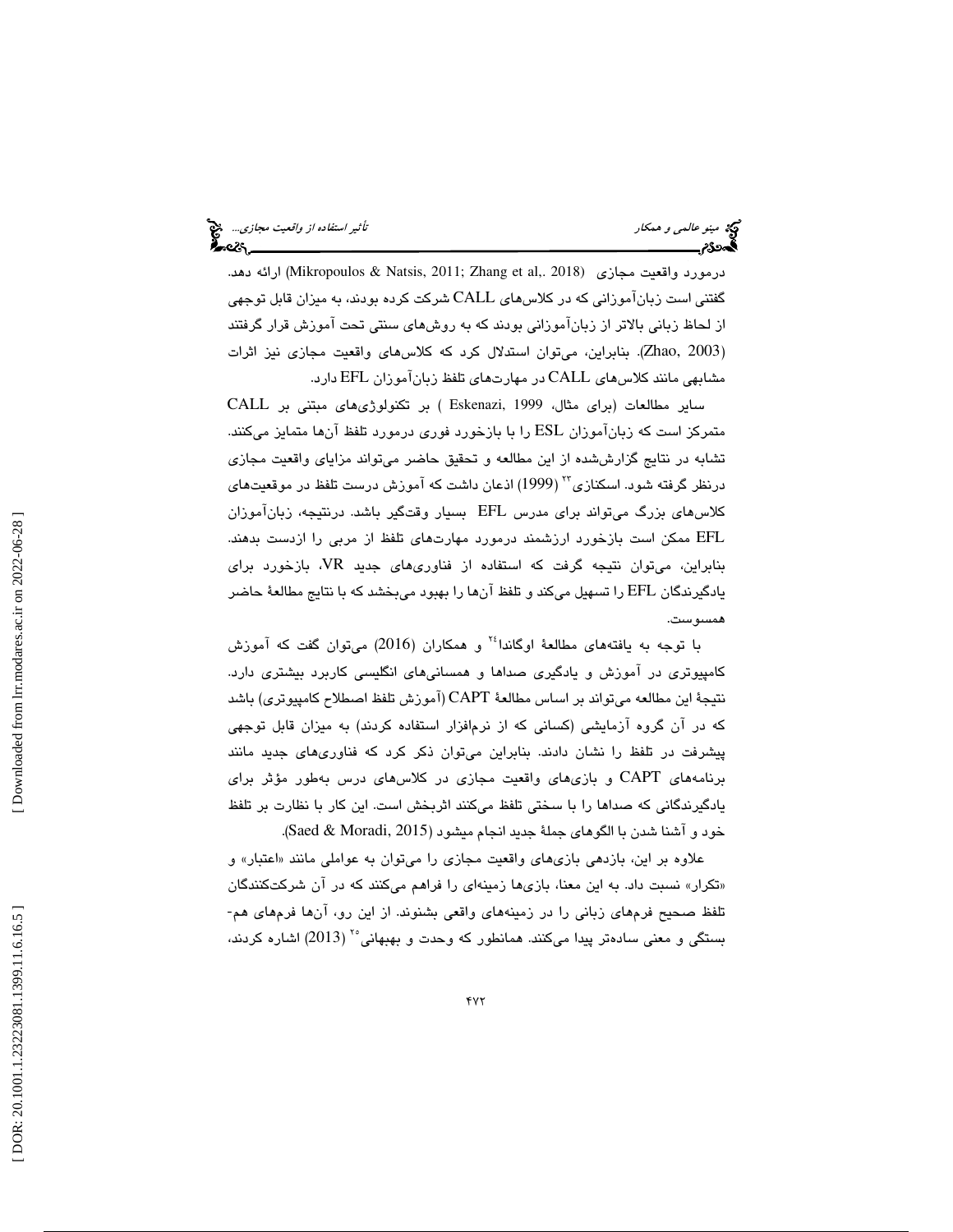درمورد واقعیت مجازی (Mikropoulos & Natsis, 2011; Zhang et al,. 2018) ارائه دهد. گفتنی است زبان‌آموزانی که در کلاس‌های CALL شرکت کرده بودند، به میزان قابل توجهی از لحاظ زبانی بالاتر از زبان‌آموزانی بودند که به روش‌های سنتی تحت آموزش قرار گرفتند (Zhao, 2003). بنابراین، می‌توان استدلال کرد که کلاس‌های واقعیت مجازی نیز اثرات مشابهی مانند کلاس‌های CALL در مهارت‌های تلفظ زبان‌آموزان EFL دارد.

سایر مطالعات (برای مثال، Eskenazi, 1999 ) بر تکنولوژی‌های مبتنی بر CALL متمرکز است که زبان‌آموزان ESL را با بازخورد فوری درمورد تلفظ آن‌ها متمایز می‌کنند. تشابه در نتایج گزارش‌شده از این مطالعه و تحقیق حاضر می‌تواند مزایای واقعیت مجازی درنظر گرفته شود. اسکنازی[۲۳] (1999) اذعان داشت که آموزش درست تلفظ در موقعیت‌های کلاس‌های بزرگ می‌تواند برای مدرس EFL بسیار وقت‌گیر باشد. درنتیجه، زبان‌آموزان EFL ممکن است بازخورد ارزشمند درمورد مهارت‌های تلفظ از مربی را ازدست بدهند. بنابراین، می‌توان نتیجه گرفت که استفاده از فناوری‌های جدید VR، بازخورد برای یادگیرندگان EFL را تسهیل می‌کند و تلفظ آن‌ها را بهبود می‌بخشد که با نتایج مطالعهٔ حاضر همسوست.

با توجه به یافته‌های مطالعهٔ اوگاندا[۲۴] و همکاران (2016) می‌توان گفت که آموزش کامپیوتری در آموزش و یادگیری صداها و همسانی‌های انگلیسی کاربرد بیشتری دارد. نتیجهٔ این مطالعه می‌تواند بر اساس مطالعهٔ CAPT (آموزش تلفظ اصطلاح کامپیوتری) باشد که در آن گروه آزمایشی (کسانی که از نرم‌افزار استفاده کردند) به میزان قابل توجهی پیشرفت در تلفظ را نشان دادند. بنابراین می‌توان ذکر کرد که فناوری‌های جدید مانند برنامه‌های CAPT و بازی‌های واقعیت مجازی در کلاس‌های درس به‌طور مؤثر برای یادگیرندگانی که صداها را با سختی تلفظ می‌کنند اثربخش است. این کار با نظارت بر تلفظ خود و آشنا شدن با الگوهای جملهٔ جدید انجام میشود (Saed & Moradi, 2015).

علاوه بر این، بازدهی بازی‌های واقعیت مجازی را می‌توان به عواملی مانند «اعتبار» و «تکرار» نسبت داد. به این معنا، بازی‌ها زمینه‌ای را فراهم می‌کنند که در آن شرکت‌کنندگان تلفظ صحیح فرم‌های زبانی را در زمینه‌های واقعی بشنوند. از این رو، آن‌ها فرم‌های هم-بستگی و معنی ساده‌تر پیدا می‌کنند. همانطور که وحدت و بهبهانی[۲۵] (2013) اشاره کردند،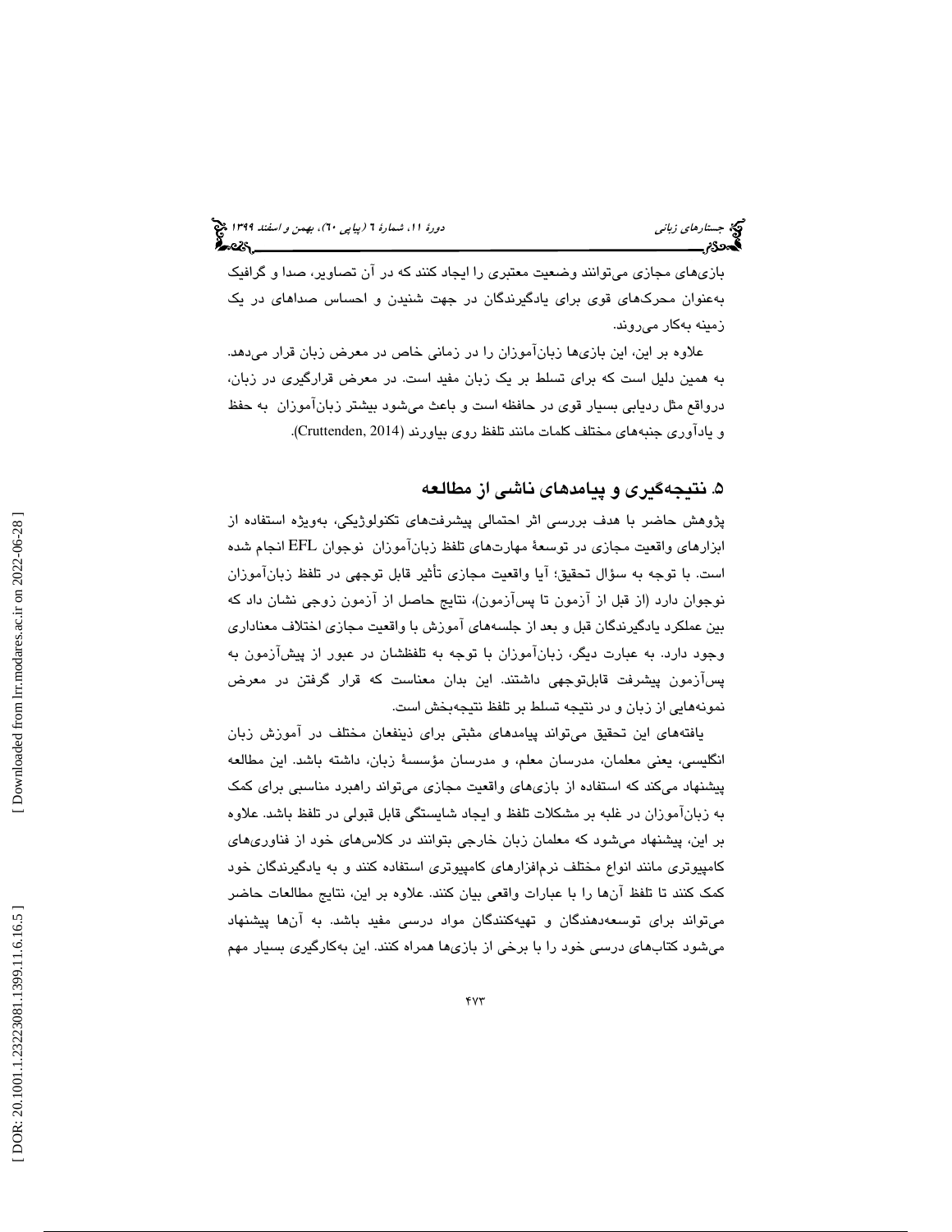بازی‌های مجازی می‌توانند وضعیت معتبری را ایجاد کنند که در آن تصاویر، صدا و گرافیک به‌عنوان محرک‌های قوی برای یادگیرندگان در جهت شنیدن و احساس صداهای در یک زمینه به‌کار می‌روند.

علاوه بر این، این بازی‌ها زبان‌آموزان را در زمانی خاص در معرض زبان قرار می‌دهد. به همین دلیل است که برای تسلط بر یک زبان مفید است. در معرض قرارگیری در زبان، درواقع مثل ردیابی بسیار قوی در حافظه است و باعث می‌شود بیشتر زبان‌آموزان به حفظ و یادآوری جنبه‌های مختلف کلمات مانند تلفظ روی بیاورند (Cruttenden, 2014).

## ۵. نتیجه‌گیری و پیامدهای ناشی از مطالعه

پژوهش حاضر با هدف بررسی اثر احتمالی پیشرفت‌های تکنولوژیکی، به‌ویژه استفاده از ابزارهای واقعیت مجازی در توسعهٔ مهارت‌های تلفظ زبان‌آموزان نوجوان EFL انجام شده است. با توجه به سؤال تحقیق؛ آیا واقعیت مجازی تأثیر قابل توجهی در تلفظ زبان‌آموزان نوجوان دارد (از قبل از آزمون تا پس‌آزمون)، نتایج حاصل از آزمون زوجی نشان داد که بین عملکرد یادگیرندگان قبل و بعد از جلسه‌های آموزش با واقعیت مجازی اختلاف معناداری وجود دارد. به عبارت دیگر، زبان‌آموزان با توجه به تلفظشان در عبور از پیش‌آزمون به پس‌آزمون پیشرفت قابل‌توجهی داشتند. این بدان معناست که قرار گرفتن در معرض نمونه‌هایی از زبان و در نتیجه تسلط بر تلفظ نتیجه‌بخش است.

یافته‌های این تحقیق می‌تواند پیامدهای مثبتی برای ذینفعان مختلف در آموزش زبان انگلیسی، یعنی معلمان، مدرسان معلم، و مدرسان مؤسسهٔ زبان، داشته باشد. این مطالعه پیشنهاد می‌کند که استفاده از بازی‌های واقعیت مجازی می‌تواند راهبرد مناسبی برای کمک به زبان‌آموزان در غلبه بر مشکلات تلفظ و ایجاد شایستگی قابل قبولی در تلفظ باشد. علاوه بر این، پیشنهاد می‌شود که معلمان زبان خارجی بتوانند در کلاس‌های خود از فناوری‌های کامپیوتری مانند انواع مختلف نرم‌افزارهای کامپیوتری استفاده کنند و به یادگیرندگان خود کمک کنند تا تلفظ آن‌ها را با عبارات واقعی بیان کنند. علاوه بر این، نتایج مطالعات حاضر می‌تواند برای توسعه‌دهندگان و تهیه‌کنندگان مواد درسی مفید باشد. به آن‌ها پیشنهاد می‌شود کتاب‌های درسی خود را با برخی از بازی‌ها همراه کنند. این به‌کارگیری بسیار مهم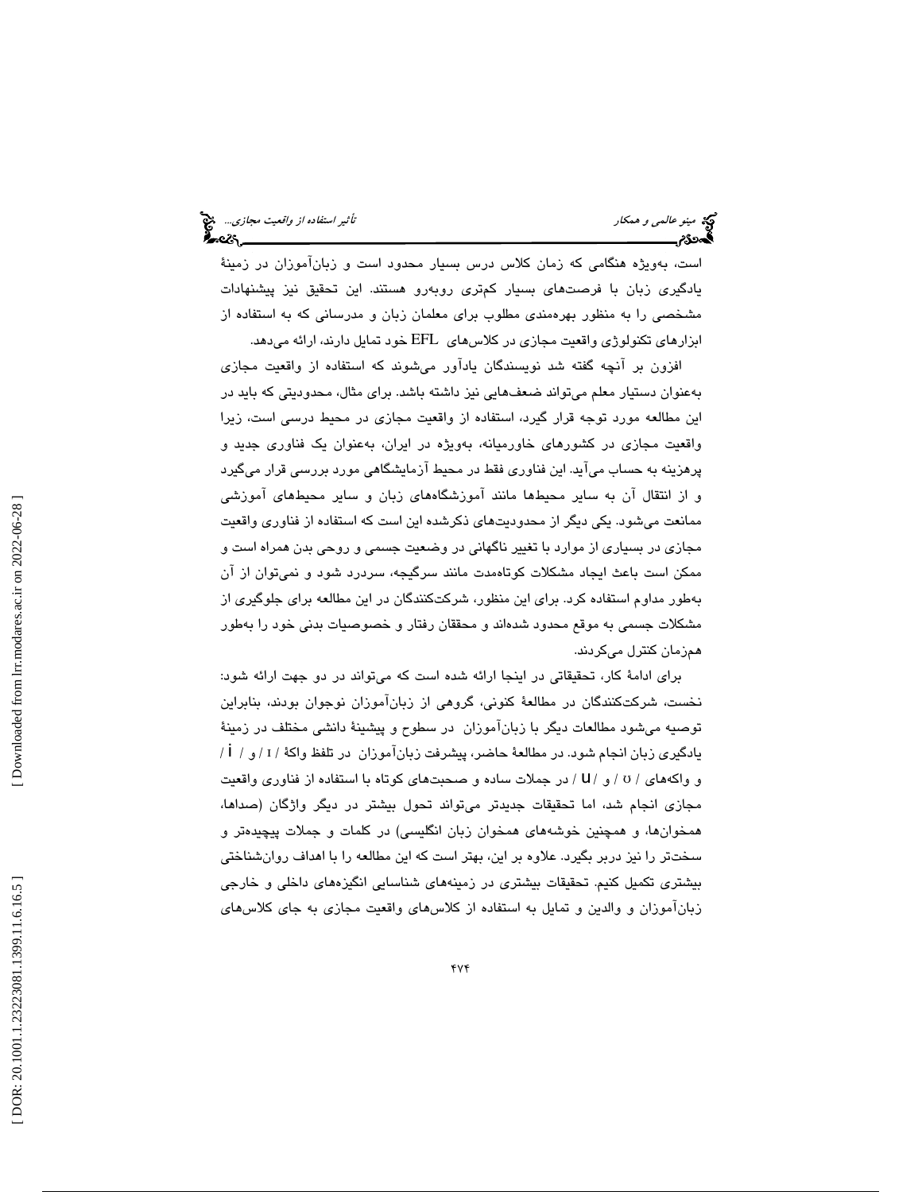است، به‌ویژه هنگامی که زمان کلاس درس بسیار محدود است و زبان‌آموزان در زمینهٔ یادگیری زبان با فرصت‌های بسیار کم‌تری روبه‌رو هستند. این تحقیق نیز پیشنهادات مشخصی را به منظور بهره‌مندی مطلوب برای معلمان زبان و مدرسانی که به استفاده از ابزارهای تکنولوژی واقعیت مجازی در کلاس‌های EFL خود تمایل دارند، ارائه می‌دهد.

افزون بر آنچه گفته شد نویسندگان یادآور می‌شوند که استفاده از واقعیت مجازی به‌عنوان دستیار معلم می‌تواند ضعف‌هایی نیز داشته باشد. برای مثال، محدودیتی که باید در این مطالعه مورد توجه قرار گیرد، استفاده از واقعیت مجازی در محیط درسی است، زیرا واقعیت مجازی در کشورهای خاورمیانه، به‌ویژه در ایران، به‌عنوان یک فناوری جدید و پرهزینه به حساب می‌آید. این فناوری فقط در محیط آزمایشگاهی مورد بررسی قرار می‌گیرد و از انتقال آن به سایر محیط‌ها مانند آموزشگاه‌های زبان و سایر محیط‌های آموزشی ممانعت می‌شود. یکی دیگر از محدودیت‌های ذکرشده این است که استفاده از فناوری واقعیت مجازی در بسیاری از موارد با تغییر ناگهانی در وضعیت جسمی و روحی بدن همراه است و ممکن است باعث ایجاد مشکلات کوتاه‌مدت مانند سرگیجه، سردرد شود و نمی‌توان از آن به‌طور مداوم استفاده کرد. برای این منظور، شرکت‌کنندگان در این مطالعه برای جلوگیری از مشکلات جسمی به موقع محدود شده‌اند و محققان رفتار و خصوصیات بدنی خود را به‌طور هم‌زمان کنترل می‌کردند.

برای ادامهٔ کار، تحقیقاتی در اینجا ارائه شده است که می‌تواند در دو جهت ارائه شود: نخست، شرکت‌کنندگان در مطالعهٔ کنونی، گروهی از زبان‌آموزان نوجوان بودند، بنابراین توصیه می‌شود مطالعات دیگر با زبان‌آموزان در سطوح و پیشینهٔ دانشی مختلف در زمینهٔ یادگیری زبان انجام شود. در مطالعهٔ حاضر، پیشرفت زبان‌آموزان در تلفظ واکهٔ / ɪ / و / i / و واکه‌های / ʊ / و / u / در جملات ساده و صحبت‌های کوتاه با استفاده از فناوری واقعیت مجازی انجام شد، اما تحقیقات جدیدتر می‌تواند تحول بیشتر در دیگر واژگان (صداها، همخوان‌ها، و همچنین خوشه‌های همخوان زبان انگلیسی) در کلمات و جملات پیچیده‌تر و سخت‌تر را نیز دربر بگیرد. علاوه بر این، بهتر است که این مطالعه را با اهداف روان‌شناختی بیشتری تکمیل کنیم. تحقیقات بیشتری در زمینه‌های شناسایی انگیزه‌های داخلی و خارجی زبان‌آموزان و والدین و تمایل به استفاده از کلاس‌های واقعیت مجازی به جای کلاس‌های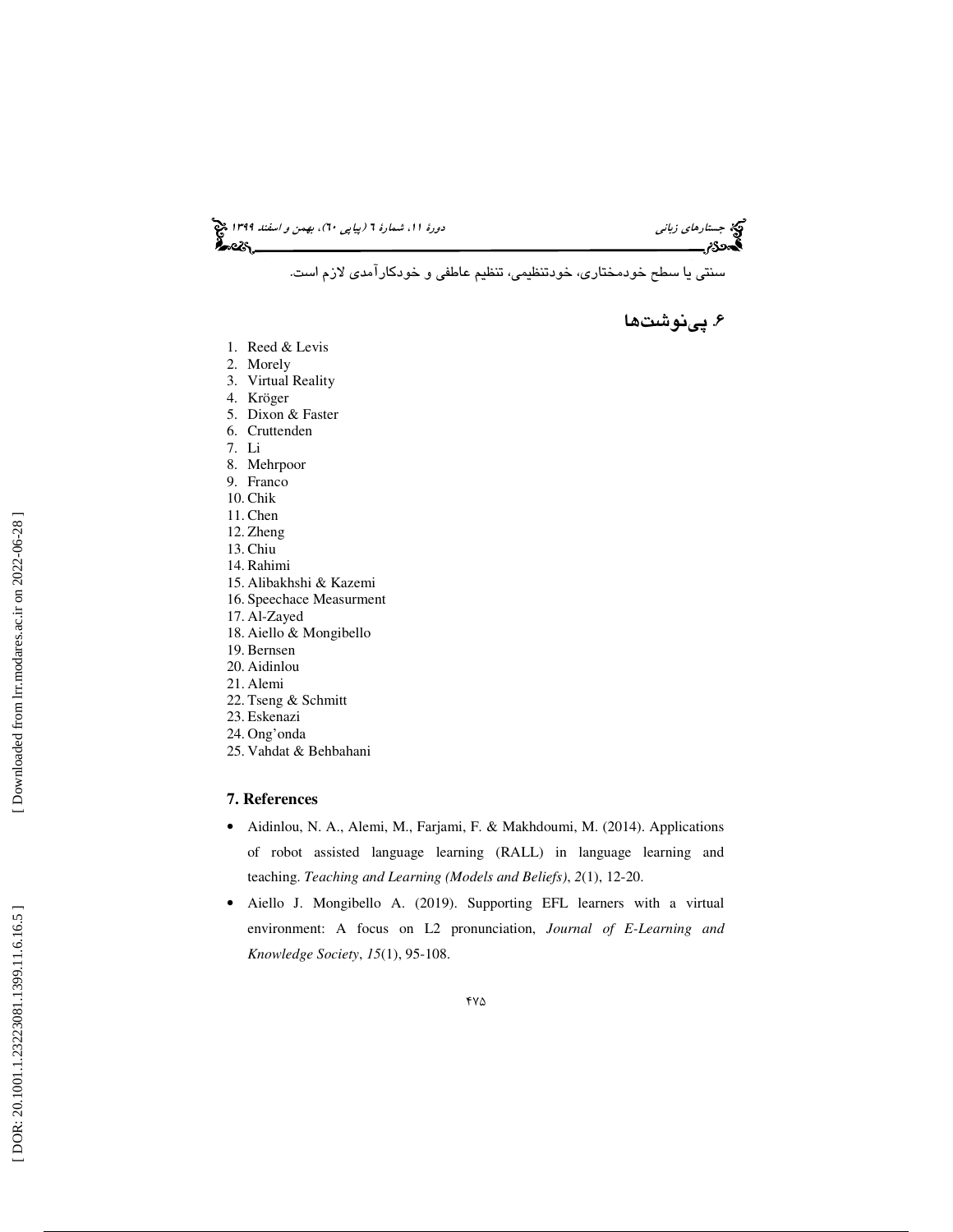سنتی یا سطح خودمختاری، خودتنظیمی، تنظیم عاطفی و خودکارآمدی لازم است.

## ۶. پی‌نوشت‌ها

1. Reed & Levis
2. Morely
3. Virtual Reality
4. Kröger
5. Dixon & Faster
6. Cruttenden
7. Li
8. Mehrpoor
9. Franco
10. Chik
11. Chen
12. Zheng
13. Chiu
14. Rahimi
15. Alibakhshi & Kazemi
16. Speechace Measurment
17. Al-Zayed
18. Aiello & Mongibello
19. Bernsen
20. Aidinlou
21. Alemi
22. Tseng & Schmitt
23. Eskenazi
24. Ong'onda
25. Vahdat & Behbahani

## 7. References

- Aidinlou, N. A., Alemi, M., Farjami, F. & Makhdoumi, M. (2014). Applications of robot assisted language learning (RALL) in language learning and teaching. *Teaching and Learning (Models and Beliefs)*, *2*(1), 12-20.
- Aiello J. Mongibello A. (2019). Supporting EFL learners with a virtual environment: A focus on L2 pronunciation, *Journal of E-Learning and Knowledge Society*, *15*(1), 95-108.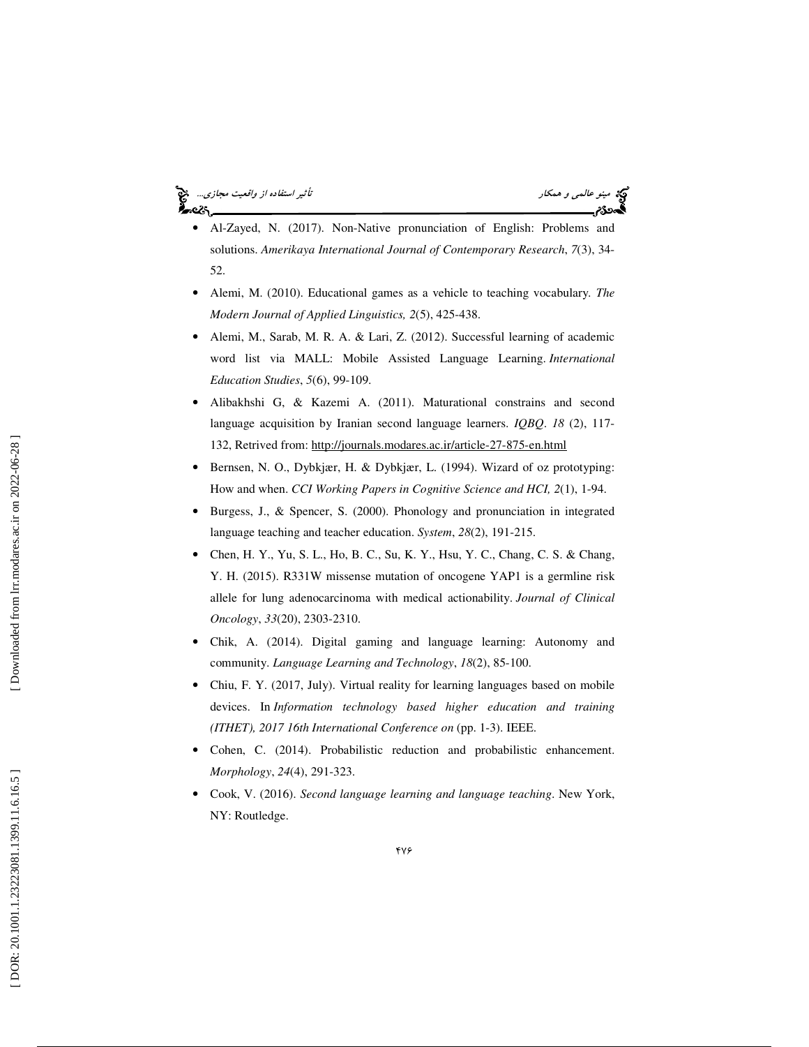- Al-Zayed, N. (2017). Non-Native pronunciation of English: Problems and solutions. *Amerikaya International Journal of Contemporary Research*, *7*(3), 34-52.
- Alemi, M. (2010). Educational games as a vehicle to teaching vocabulary. *The Modern Journal of Applied Linguistics, 2*(5), 425-438.
- Alemi, M., Sarab, M. R. A. & Lari, Z. (2012). Successful learning of academic word list via MALL: Mobile Assisted Language Learning. *International Education Studies*, *5*(6), 99-109.
- Alibakhshi G, & Kazemi A. (2011). Maturational constrains and second language acquisition by Iranian second language learners. *IQBQ*. *18* (2), 117-132, Retrived from: http://journals.modares.ac.ir/article-27-875-en.html
- Bernsen, N. O., Dybkjær, H. & Dybkjær, L. (1994). Wizard of oz prototyping: How and when. *CCI Working Papers in Cognitive Science and HCI, 2*(1), 1-94.
- Burgess, J., & Spencer, S. (2000). Phonology and pronunciation in integrated language teaching and teacher education. *System*, *28*(2), 191-215.
- Chen, H. Y., Yu, S. L., Ho, B. C., Su, K. Y., Hsu, Y. C., Chang, C. S. & Chang, Y. H. (2015). R331W missense mutation of oncogene YAP1 is a germline risk allele for lung adenocarcinoma with medical actionability. *Journal of Clinical Oncology*, *33*(20), 2303-2310.
- Chik, A. (2014). Digital gaming and language learning: Autonomy and community. *Language Learning and Technology*, *18*(2), 85-100.
- Chiu, F. Y. (2017, July). Virtual reality for learning languages based on mobile devices. In *Information technology based higher education and training (ITHET), 2017 16th International Conference on* (pp. 1-3). IEEE.
- Cohen, C. (2014). Probabilistic reduction and probabilistic enhancement. *Morphology*, *24*(4), 291-323.
- Cook, V. (2016). *Second language learning and language teaching*. New York, NY: Routledge.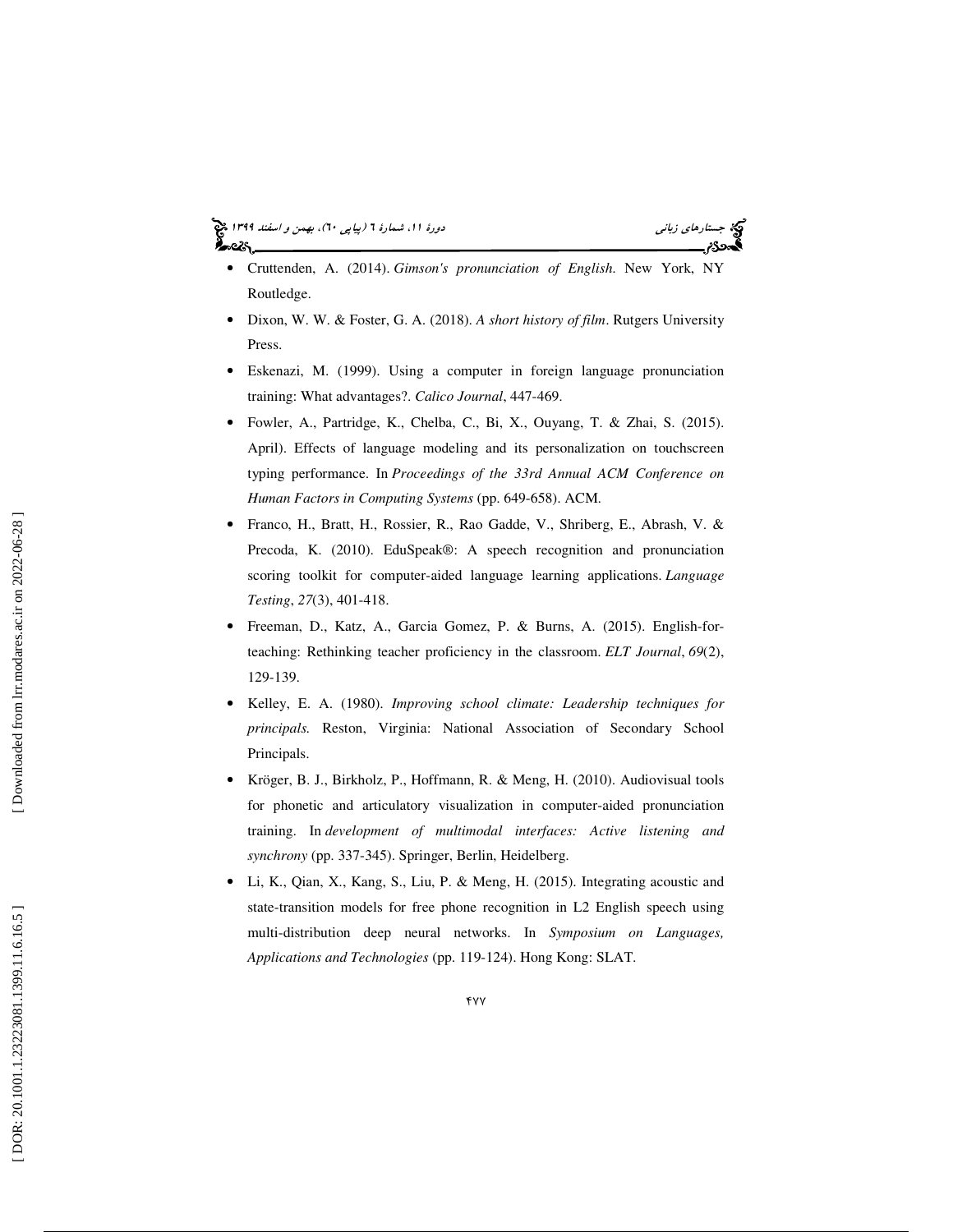- Cruttenden, A. (2014). *Gimson's pronunciation of English.* New York, NY Routledge.
- Dixon, W. W. & Foster, G. A. (2018). *A short history of film*. Rutgers University Press.
- Eskenazi, M. (1999). Using a computer in foreign language pronunciation training: What advantages?. *Calico Journal*, 447-469.
- Fowler, A., Partridge, K., Chelba, C., Bi, X., Ouyang, T. & Zhai, S. (2015). April). Effects of language modeling and its personalization on touchscreen typing performance. In *Proceedings of the 33rd Annual ACM Conference on Human Factors in Computing Systems* (pp. 649-658). ACM.
- Franco, H., Bratt, H., Rossier, R., Rao Gadde, V., Shriberg, E., Abrash, V. & Precoda, K. (2010). EduSpeak®: A speech recognition and pronunciation scoring toolkit for computer-aided language learning applications. *Language Testing*, *27*(3), 401-418.
- Freeman, D., Katz, A., Garcia Gomez, P. & Burns, A. (2015). English-for-teaching: Rethinking teacher proficiency in the classroom. *ELT Journal*, *69*(2), 129-139.
- Kelley, E. A. (1980). *Improving school climate: Leadership techniques for principals.* Reston, Virginia: National Association of Secondary School Principals.
- Kröger, B. J., Birkholz, P., Hoffmann, R. & Meng, H. (2010). Audiovisual tools for phonetic and articulatory visualization in computer-aided pronunciation training. In *development of multimodal interfaces: Active listening and synchrony* (pp. 337-345). Springer, Berlin, Heidelberg.
- Li, K., Qian, X., Kang, S., Liu, P. & Meng, H. (2015). Integrating acoustic and state-transition models for free phone recognition in L2 English speech using multi-distribution deep neural networks. In *Symposium on Languages, Applications and Technologies* (pp. 119-124). Hong Kong: SLAT.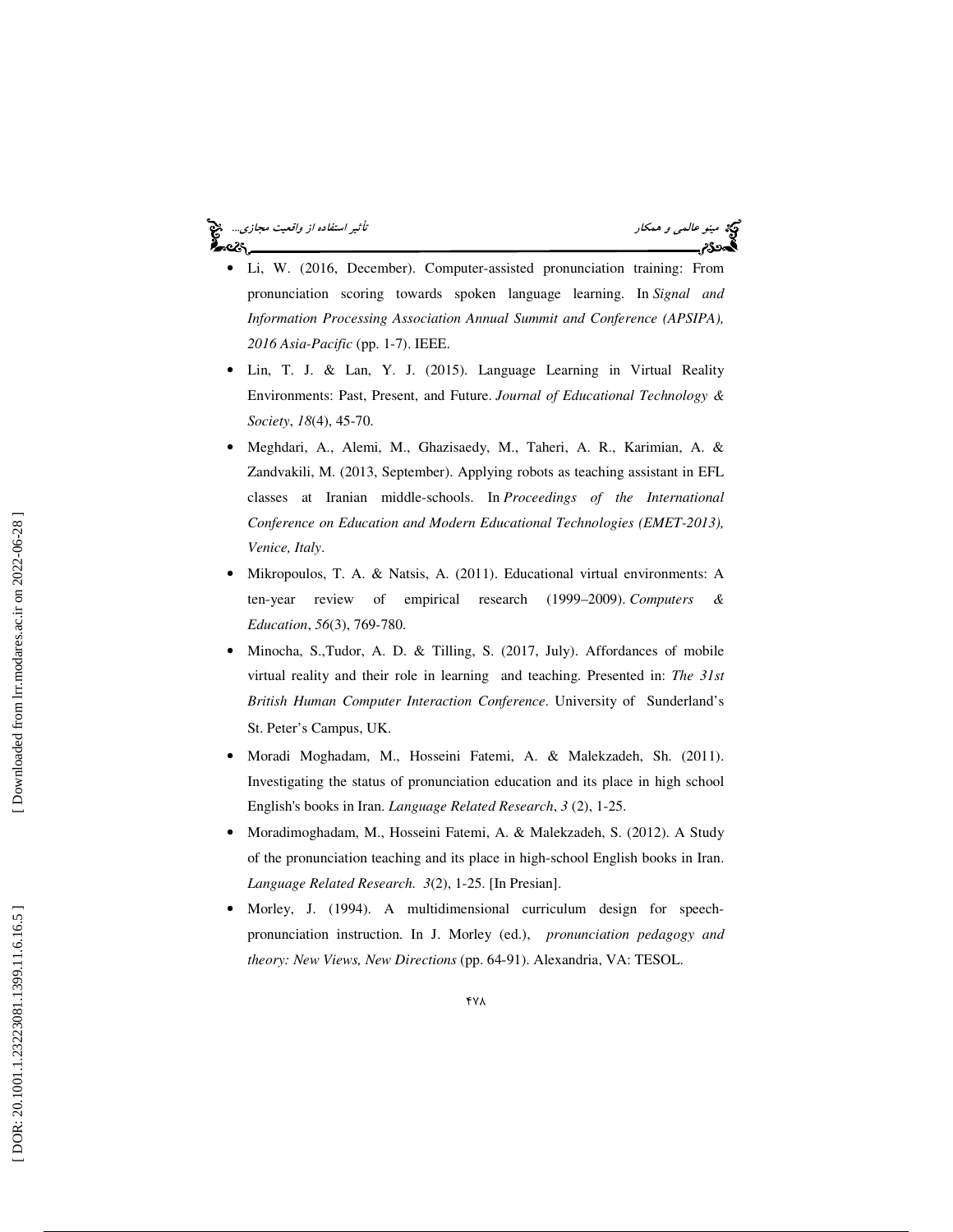- Li, W. (2016, December). Computer-assisted pronunciation training: From pronunciation scoring towards spoken language learning. In *Signal and Information Processing Association Annual Summit and Conference (APSIPA), 2016 Asia-Pacific* (pp. 1-7). IEEE.
- Lin, T. J. & Lan, Y. J. (2015). Language Learning in Virtual Reality Environments: Past, Present, and Future. *Journal of Educational Technology & Society*, *18*(4), 45-70.
- Meghdari, A., Alemi, M., Ghazisaedy, M., Taheri, A. R., Karimian, A. & Zandvakili, M. (2013, September). Applying robots as teaching assistant in EFL classes at Iranian middle-schools. In *Proceedings of the International Conference on Education and Modern Educational Technologies (EMET-2013), Venice, Italy*.
- Mikropoulos, T. A. & Natsis, A. (2011). Educational virtual environments: A ten-year review of empirical research (1999–2009). *Computers & Education*, *56*(3), 769-780.
- Minocha, S.,Tudor, A. D. & Tilling, S. (2017, July). Affordances of mobile virtual reality and their role in learning and teaching. Presented in: *The 31st British Human Computer Interaction Conference*. University of Sunderland's St. Peter's Campus, UK.
- Moradi Moghadam, M., Hosseini Fatemi, A. & Malekzadeh, Sh. (2011). Investigating the status of pronunciation education and its place in high school English's books in Iran. *Language Related Research*, *3* (2), 1-25.
- Moradimoghadam, M., Hosseini Fatemi, A. & Malekzadeh, S. (2012). A Study of the pronunciation teaching and its place in high-school English books in Iran. *Language Related Research. 3*(2), 1-25. [In Presian].
- Morley, J. (1994). A multidimensional curriculum design for speech-pronunciation instruction. In J. Morley (ed.), *pronunciation pedagogy and theory: New Views, New Directions* (pp. 64-91). Alexandria, VA: TESOL.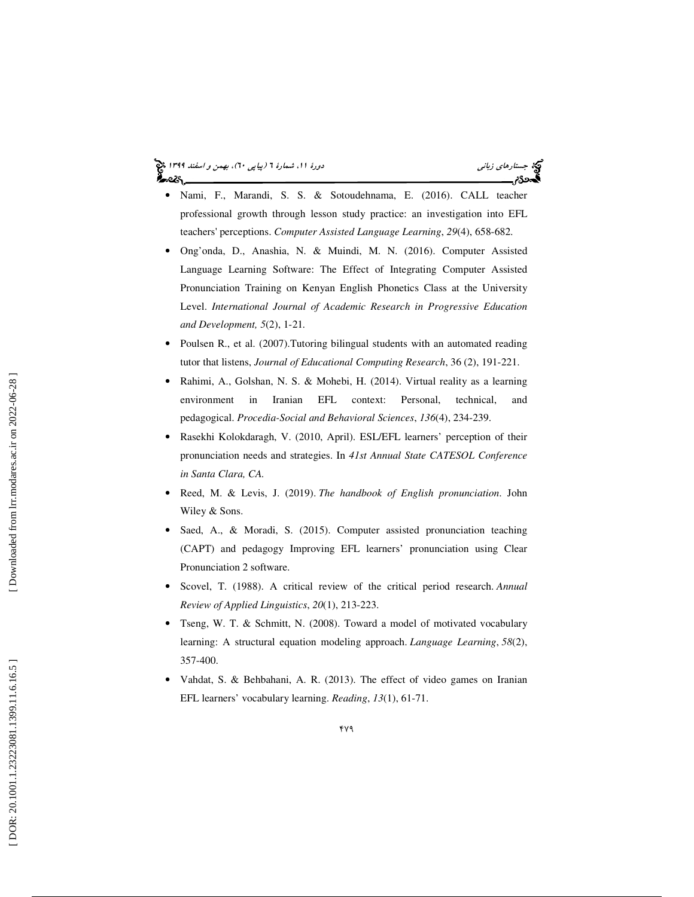- Nami, F., Marandi, S. S. & Sotoudehnama, E. (2016). CALL teacher professional growth through lesson study practice: an investigation into EFL teachers' perceptions. *Computer Assisted Language Learning*, *29*(4), 658-682.
- Ong'onda, D., Anashia, N. & Muindi, M. N. (2016). Computer Assisted Language Learning Software: The Effect of Integrating Computer Assisted Pronunciation Training on Kenyan English Phonetics Class at the University Level. *International Journal of Academic Research in Progressive Education and Development, 5*(2), 1-21.
- Poulsen R., et al. (2007).Tutoring bilingual students with an automated reading tutor that listens, *Journal of Educational Computing Research*, 36 (2), 191-221.
- Rahimi, A., Golshan, N. S. & Mohebi, H. (2014). Virtual reality as a learning environment in Iranian EFL context: Personal, technical, and pedagogical. *Procedia-Social and Behavioral Sciences*, *136*(4), 234-239.
- Rasekhi Kolokdaragh, V. (2010, April). ESL/EFL learners' perception of their pronunciation needs and strategies. In *41st Annual State CATESOL Conference in Santa Clara, CA.*
- Reed, M. & Levis, J. (2019). *The handbook of English pronunciation*. John Wiley & Sons.
- Saed, A., & Moradi, S. (2015). Computer assisted pronunciation teaching (CAPT) and pedagogy Improving EFL learners' pronunciation using Clear Pronunciation 2 software.
- Scovel, T. (1988). A critical review of the critical period research. *Annual Review of Applied Linguistics*, *20*(1), 213-223.
- Tseng, W. T. & Schmitt, N. (2008). Toward a model of motivated vocabulary learning: A structural equation modeling approach. *Language Learning*, *58*(2), 357-400.
- Vahdat, S. & Behbahani, A. R. (2013). The effect of video games on Iranian EFL learners' vocabulary learning. *Reading*, *13*(1), 61-71.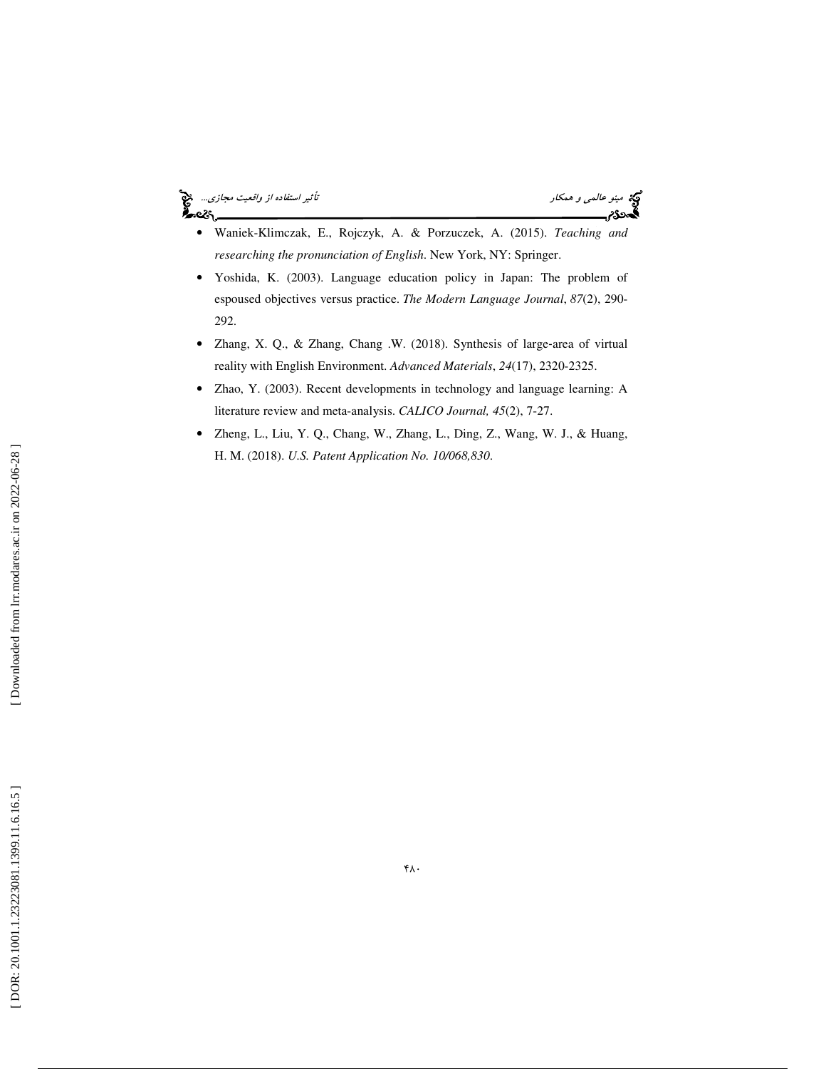- Waniek-Klimczak, E., Rojczyk, A. & Porzuczek, A. (2015). *Teaching and researching the pronunciation of English*. New York, NY: Springer.
- Yoshida, K. (2003). Language education policy in Japan: The problem of espoused objectives versus practice. *The Modern Language Journal*, *87*(2), 290-292.
- Zhang, X. Q., & Zhang, Chang .W. (2018). Synthesis of large-area of virtual reality with English Environment. *Advanced Materials*, *24*(17), 2320-2325.
- Zhao, Y. (2003). Recent developments in technology and language learning: A literature review and meta-analysis. *CALICO Journal, 45*(2), 7-27.
- Zheng, L., Liu, Y. Q., Chang, W., Zhang, L., Ding, Z., Wang, W. J., & Huang, H. M. (2018). *U.S. Patent Application No. 10/068,830*.